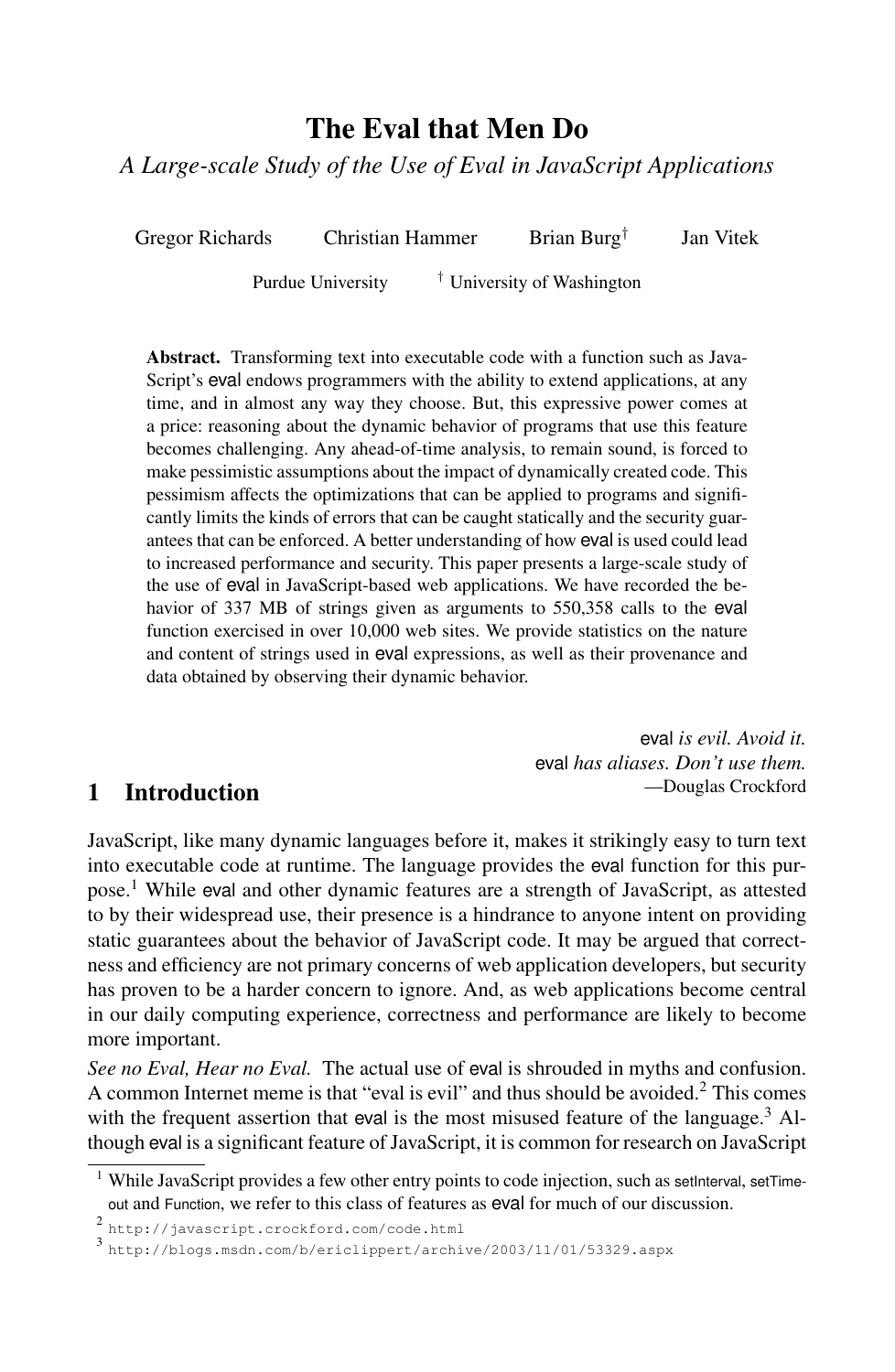# The Eval that Men Do

*A Large-scale Study of the Use of Eval in JavaScript Applications*

Gregor Richards    Christian Hammer    Brian Burg[†]    Jan Vitek

Purdue University    [†] University of Washington

**Abstract.** Transforming text into executable code with a function such as JavaScript's eval endows programmers with the ability to extend applications, at any time, and in almost any way they choose. But, this expressive power comes at a price: reasoning about the dynamic behavior of programs that use this feature becomes challenging. Any ahead-of-time analysis, to remain sound, is forced to make pessimistic assumptions about the impact of dynamically created code. This pessimism affects the optimizations that can be applied to programs and significantly limits the kinds of errors that can be caught statically and the security guarantees that can be enforced. A better understanding of how eval is used could lead to increased performance and security. This paper presents a large-scale study of the use of eval in JavaScript-based web applications. We have recorded the behavior of 337 MB of strings given as arguments to 550,358 calls to the eval function exercised in over 10,000 web sites. We provide statistics on the nature and content of strings used in eval expressions, as well as their provenance and data obtained by observing their dynamic behavior.

> eval *is evil. Avoid it.*
> eval *has aliases. Don't use them.*
> —Douglas Crockford

## 1 Introduction

JavaScript, like many dynamic languages before it, makes it strikingly easy to turn text into executable code at runtime. The language provides the eval function for this purpose.[1] While eval and other dynamic features are a strength of JavaScript, as attested to by their widespread use, their presence is a hindrance to anyone intent on providing static guarantees about the behavior of JavaScript code. It may be argued that correctness and efficiency are not primary concerns of web application developers, but security has proven to be a harder concern to ignore. And, as web applications become central in our daily computing experience, correctness and performance are likely to become more important.

*See no Eval, Hear no Eval.* The actual use of eval is shrouded in myths and confusion. A common Internet meme is that "eval is evil" and thus should be avoided.[2] This comes with the frequent assertion that eval is the most misused feature of the language.[3] Although eval is a significant feature of JavaScript, it is common for research on JavaScript

---

[1] While JavaScript provides a few other entry points to code injection, such as setInterval, setTimeout and Function, we refer to this class of features as eval for much of our discussion.

[2] http://javascript.crockford.com/code.html

[3] http://blogs.msdn.com/b/ericlippert/archive/2003/11/01/53329.aspx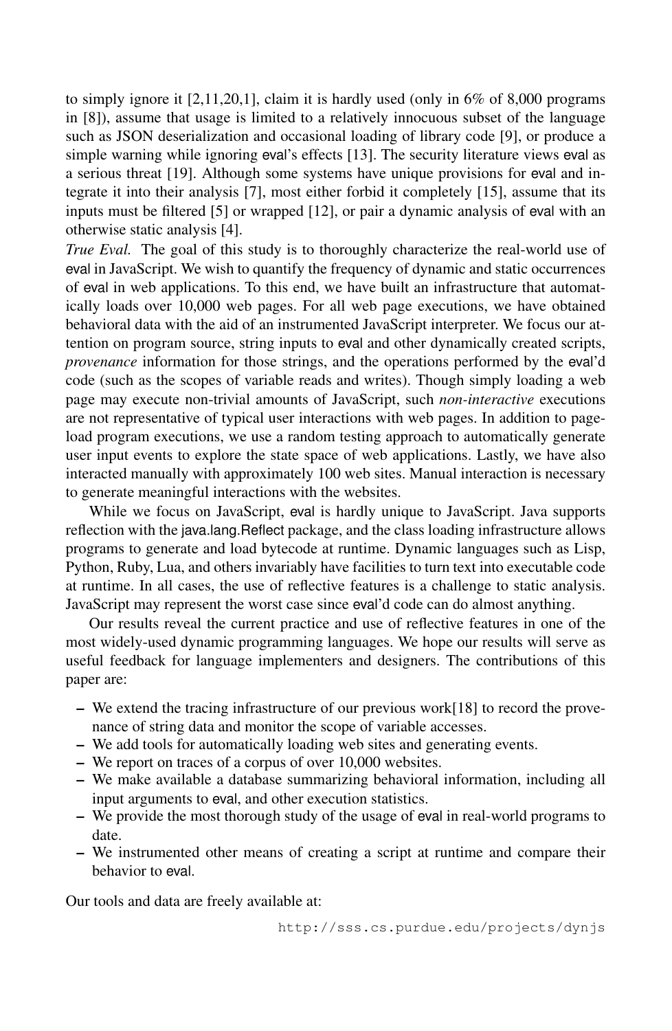to simply ignore it [2,11,20,1], claim it is hardly used (only in 6% of 8,000 programs in [8]), assume that usage is limited to a relatively innocuous subset of the language such as JSON deserialization and occasional loading of library code [9], or produce a simple warning while ignoring eval's effects [13]. The security literature views eval as a serious threat [19]. Although some systems have unique provisions for eval and integrate it into their analysis [7], most either forbid it completely [15], assume that its inputs must be filtered [5] or wrapped [12], or pair a dynamic analysis of eval with an otherwise static analysis [4].

*True Eval.* The goal of this study is to thoroughly characterize the real-world use of eval in JavaScript. We wish to quantify the frequency of dynamic and static occurrences of eval in web applications. To this end, we have built an infrastructure that automatically loads over 10,000 web pages. For all web page executions, we have obtained behavioral data with the aid of an instrumented JavaScript interpreter. We focus our attention on program source, string inputs to eval and other dynamically created scripts, *provenance* information for those strings, and the operations performed by the eval'd code (such as the scopes of variable reads and writes). Though simply loading a web page may execute non-trivial amounts of JavaScript, such *non-interactive* executions are not representative of typical user interactions with web pages. In addition to page-load program executions, we use a random testing approach to automatically generate user input events to explore the state space of web applications. Lastly, we have also interacted manually with approximately 100 web sites. Manual interaction is necessary to generate meaningful interactions with the websites.

While we focus on JavaScript, eval is hardly unique to JavaScript. Java supports reflection with the java.lang.Reflect package, and the class loading infrastructure allows programs to generate and load bytecode at runtime. Dynamic languages such as Lisp, Python, Ruby, Lua, and others invariably have facilities to turn text into executable code at runtime. In all cases, the use of reflective features is a challenge to static analysis. JavaScript may represent the worst case since eval'd code can do almost anything.

Our results reveal the current practice and use of reflective features in one of the most widely-used dynamic programming languages. We hope our results will serve as useful feedback for language implementers and designers. The contributions of this paper are:

- We extend the tracing infrastructure of our previous work[18] to record the provenance of string data and monitor the scope of variable accesses.
- We add tools for automatically loading web sites and generating events.
- We report on traces of a corpus of over 10,000 websites.
- We make available a database summarizing behavioral information, including all input arguments to eval, and other execution statistics.
- We provide the most thorough study of the usage of eval in real-world programs to date.
- We instrumented other means of creating a script at runtime and compare their behavior to eval.

Our tools and data are freely available at:

http://sss.cs.purdue.edu/projects/dynjs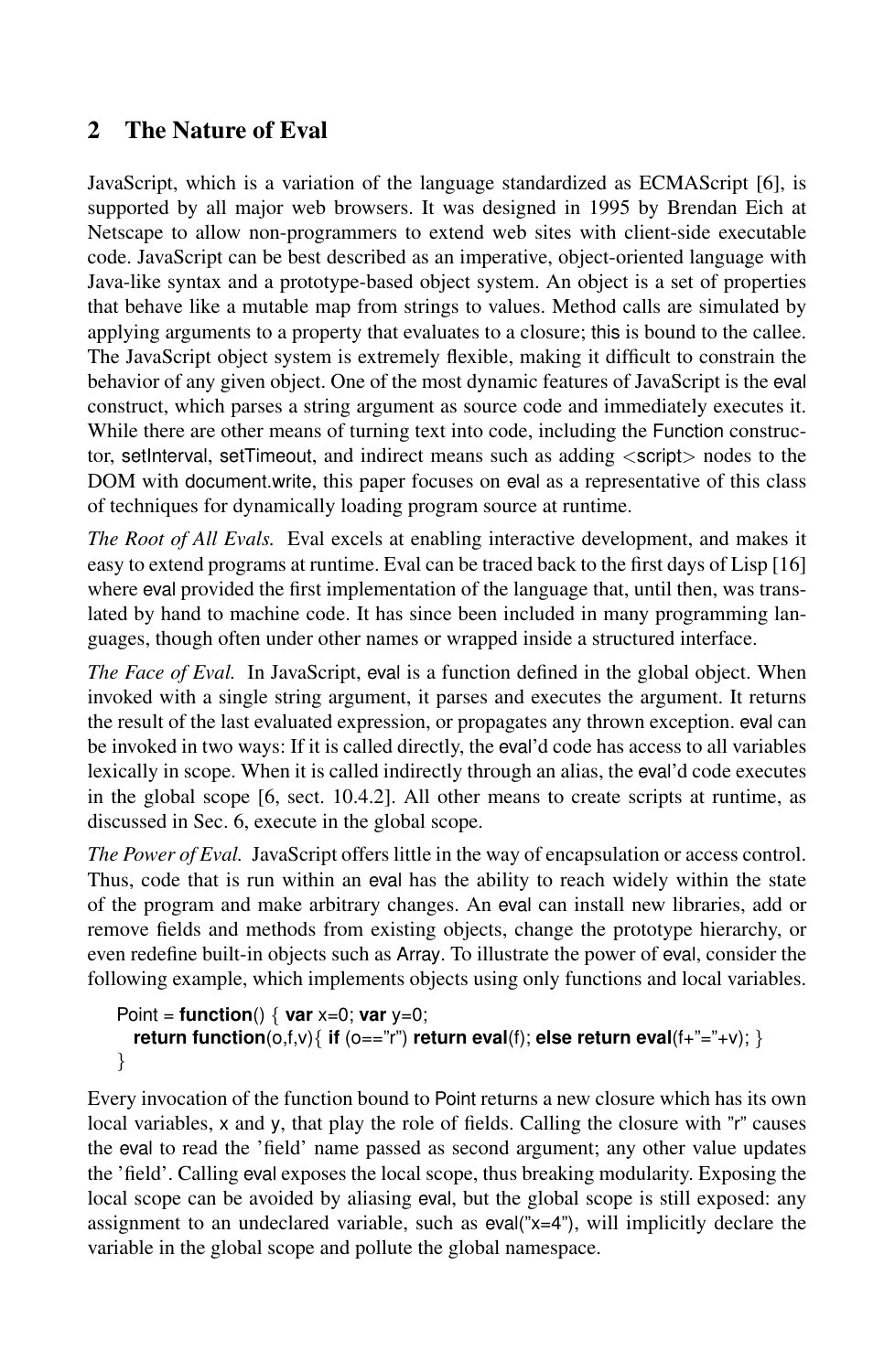## 2 The Nature of Eval

JavaScript, which is a variation of the language standardized as ECMAScript [6], is supported by all major web browsers. It was designed in 1995 by Brendan Eich at Netscape to allow non-programmers to extend web sites with client-side executable code. JavaScript can be best described as an imperative, object-oriented language with Java-like syntax and a prototype-based object system. An object is a set of properties that behave like a mutable map from strings to values. Method calls are simulated by applying arguments to a property that evaluates to a closure; this is bound to the callee. The JavaScript object system is extremely flexible, making it difficult to constrain the behavior of any given object. One of the most dynamic features of JavaScript is the eval construct, which parses a string argument as source code and immediately executes it. While there are other means of turning text into code, including the Function constructor, setInterval, setTimeout, and indirect means such as adding <script> nodes to the DOM with document.write, this paper focuses on eval as a representative of this class of techniques for dynamically loading program source at runtime.

*The Root of All Evals.* Eval excels at enabling interactive development, and makes it easy to extend programs at runtime. Eval can be traced back to the first days of Lisp [16] where eval provided the first implementation of the language that, until then, was translated by hand to machine code. It has since been included in many programming languages, though often under other names or wrapped inside a structured interface.

*The Face of Eval.* In JavaScript, eval is a function defined in the global object. When invoked with a single string argument, it parses and executes the argument. It returns the result of the last evaluated expression, or propagates any thrown exception. eval can be invoked in two ways: If it is called directly, the eval'd code has access to all variables lexically in scope. When it is called indirectly through an alias, the eval'd code executes in the global scope [6, sect. 10.4.2]. All other means to create scripts at runtime, as discussed in Sec. 6, execute in the global scope.

*The Power of Eval.* JavaScript offers little in the way of encapsulation or access control. Thus, code that is run within an eval has the ability to reach widely within the state of the program and make arbitrary changes. An eval can install new libraries, add or remove fields and methods from existing objects, change the prototype hierarchy, or even redefine built-in objects such as Array. To illustrate the power of eval, consider the following example, which implements objects using only functions and local variables.

```
Point = function() { var x=0; var y=0;
  return function(o,f,v){ if (o=="r") return eval(f); else return eval(f+"="+v); }
}
```

Every invocation of the function bound to Point returns a new closure which has its own local variables, x and y, that play the role of fields. Calling the closure with "r" causes the eval to read the 'field' name passed as second argument; any other value updates the 'field'. Calling eval exposes the local scope, thus breaking modularity. Exposing the local scope can be avoided by aliasing eval, but the global scope is still exposed: any assignment to an undeclared variable, such as eval("x=4"), will implicitly declare the variable in the global scope and pollute the global namespace.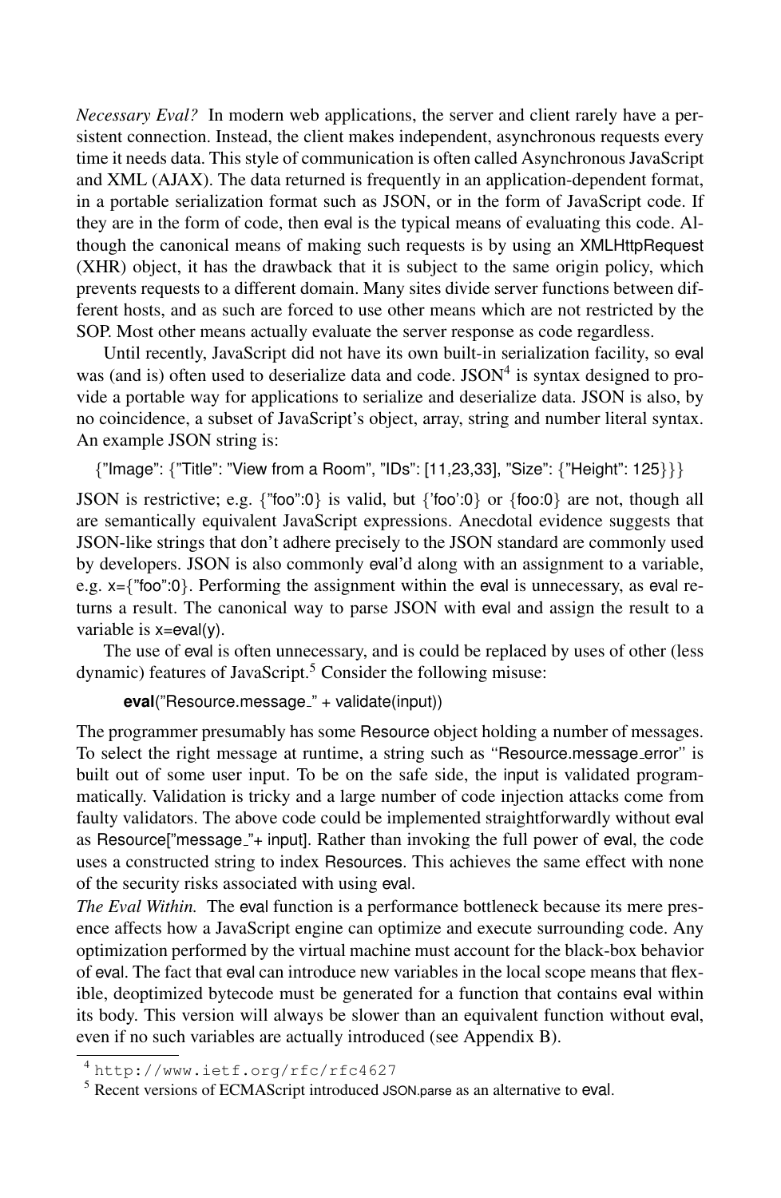*Necessary Eval?* In modern web applications, the server and client rarely have a persistent connection. Instead, the client makes independent, asynchronous requests every time it needs data. This style of communication is often called Asynchronous JavaScript and XML (AJAX). The data returned is frequently in an application-dependent format, in a portable serialization format such as JSON, or in the form of JavaScript code. If they are in the form of code, then eval is the typical means of evaluating this code. Although the canonical means of making such requests is by using an XMLHttpRequest (XHR) object, it has the drawback that it is subject to the same origin policy, which prevents requests to a different domain. Many sites divide server functions between different hosts, and as such are forced to use other means which are not restricted by the SOP. Most other means actually evaluate the server response as code regardless.

Until recently, JavaScript did not have its own built-in serialization facility, so eval was (and is) often used to deserialize data and code. JSON[4] is syntax designed to provide a portable way for applications to serialize and deserialize data. JSON is also, by no coincidence, a subset of JavaScript's object, array, string and number literal syntax. An example JSON string is:

```
{"Image": {"Title": "View from a Room", "IDs": [11,23,33], "Size": {"Height": 125}}}
```

JSON is restrictive; e.g. {"foo":0} is valid, but {'foo':0} or {foo:0} are not, though all are semantically equivalent JavaScript expressions. Anecdotal evidence suggests that JSON-like strings that don't adhere precisely to the JSON standard are commonly used by developers. JSON is also commonly eval'd along with an assignment to a variable, e.g. x={"foo":0}. Performing the assignment within the eval is unnecessary, as eval returns a result. The canonical way to parse JSON with eval and assign the result to a variable is x=eval(y).

The use of eval is often unnecessary, and is could be replaced by uses of other (less dynamic) features of JavaScript.[5] Consider the following misuse:

```
eval("Resource.message_" + validate(input))
```

The programmer presumably has some Resource object holding a number of messages. To select the right message at runtime, a string such as "Resource.message_error" is built out of some user input. To be on the safe side, the input is validated programmatically. Validation is tricky and a large number of code injection attacks come from faulty validators. The above code could be implemented straightforwardly without eval as Resource["message_"+ input]. Rather than invoking the full power of eval, the code uses a constructed string to index Resources. This achieves the same effect with none of the security risks associated with using eval.

*The Eval Within.* The eval function is a performance bottleneck because its mere presence affects how a JavaScript engine can optimize and execute surrounding code. Any optimization performed by the virtual machine must account for the black-box behavior of eval. The fact that eval can introduce new variables in the local scope means that flexible, deoptimized bytecode must be generated for a function that contains eval within its body. This version will always be slower than an equivalent function without eval, even if no such variables are actually introduced (see Appendix B).

---

[4] http://www.ietf.org/rfc/rfc4627

[5] Recent versions of ECMAScript introduced JSON.parse as an alternative to eval.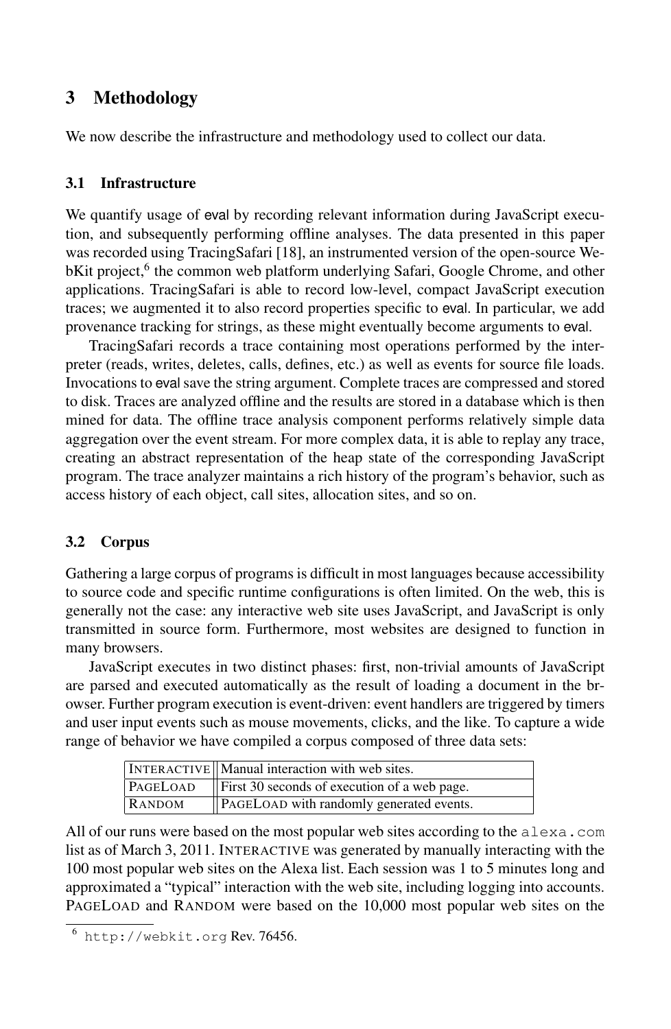## 3 Methodology

We now describe the infrastructure and methodology used to collect our data.

### 3.1 Infrastructure

We quantify usage of eval by recording relevant information during JavaScript execution, and subsequently performing offline analyses. The data presented in this paper was recorded using TracingSafari [18], an instrumented version of the open-source WebKit project,[6] the common web platform underlying Safari, Google Chrome, and other applications. TracingSafari is able to record low-level, compact JavaScript execution traces; we augmented it to also record properties specific to eval. In particular, we add provenance tracking for strings, as these might eventually become arguments to eval.

TracingSafari records a trace containing most operations performed by the interpreter (reads, writes, deletes, calls, defines, etc.) as well as events for source file loads. Invocations to eval save the string argument. Complete traces are compressed and stored to disk. Traces are analyzed offline and the results are stored in a database which is then mined for data. The offline trace analysis component performs relatively simple data aggregation over the event stream. For more complex data, it is able to replay any trace, creating an abstract representation of the heap state of the corresponding JavaScript program. The trace analyzer maintains a rich history of the program's behavior, such as access history of each object, call sites, allocation sites, and so on.

### 3.2 Corpus

Gathering a large corpus of programs is difficult in most languages because accessibility to source code and specific runtime configurations is often limited. On the web, this is generally not the case: any interactive web site uses JavaScript, and JavaScript is only transmitted in source form. Furthermore, most websites are designed to function in many browsers.

JavaScript executes in two distinct phases: first, non-trivial amounts of JavaScript are parsed and executed automatically as the result of loading a document in the browser. Further program execution is event-driven: event handlers are triggered by timers and user input events such as mouse movements, clicks, and the like. To capture a wide range of behavior we have compiled a corpus composed of three data sets:

| | |
|---|---|
| INTERACTIVE | Manual interaction with web sites. |
| PAGELOAD | First 30 seconds of execution of a web page. |
| RANDOM | PAGELOAD with randomly generated events. |

All of our runs were based on the most popular web sites according to the `alexa.com` list as of March 3, 2011. INTERACTIVE was generated by manually interacting with the 100 most popular web sites on the Alexa list. Each session was 1 to 5 minutes long and approximated a "typical" interaction with the web site, including logging into accounts. PAGELOAD and RANDOM were based on the 10,000 most popular web sites on the

[6] `http://webkit.org` Rev. 76456.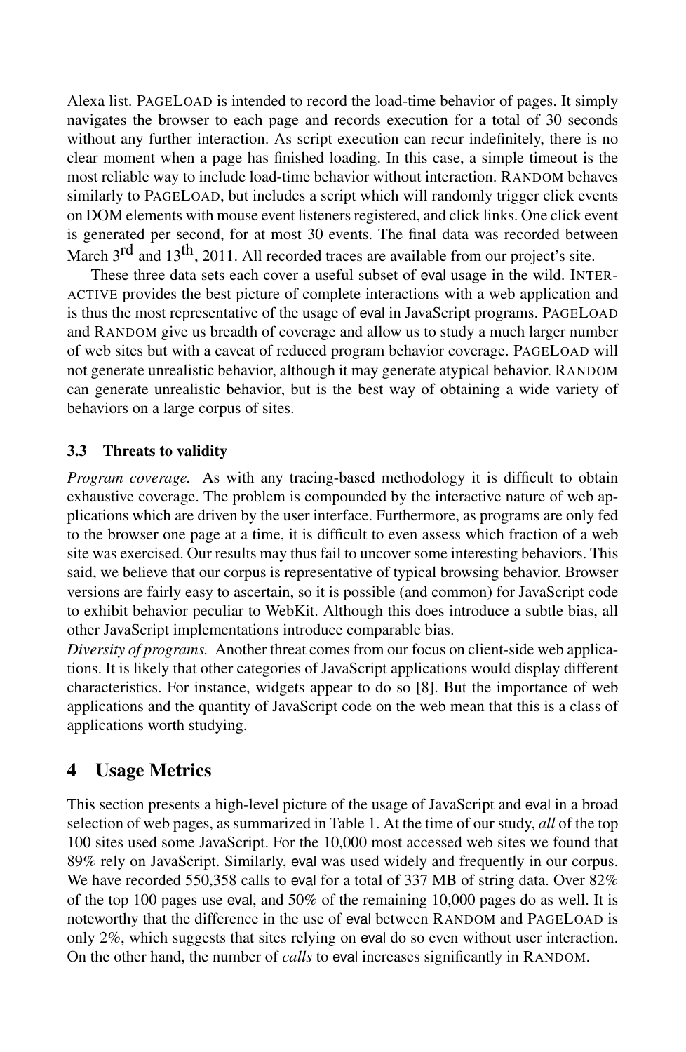Alexa list. PAGELOAD is intended to record the load-time behavior of pages. It simply navigates the browser to each page and records execution for a total of 30 seconds without any further interaction. As script execution can recur indefinitely, there is no clear moment when a page has finished loading. In this case, a simple timeout is the most reliable way to include load-time behavior without interaction. RANDOM behaves similarly to PAGELOAD, but includes a script which will randomly trigger click events on DOM elements with mouse event listeners registered, and click links. One click event is generated per second, for at most 30 events. The final data was recorded between March 3rd and 13th, 2011. All recorded traces are available from our project's site.

These three data sets each cover a useful subset of eval usage in the wild. INTERACTIVE provides the best picture of complete interactions with a web application and is thus the most representative of the usage of eval in JavaScript programs. PAGELOAD and RANDOM give us breadth of coverage and allow us to study a much larger number of web sites but with a caveat of reduced program behavior coverage. PAGELOAD will not generate unrealistic behavior, although it may generate atypical behavior. RANDOM can generate unrealistic behavior, but is the best way of obtaining a wide variety of behaviors on a large corpus of sites.

### 3.3 Threats to validity

*Program coverage.* As with any tracing-based methodology it is difficult to obtain exhaustive coverage. The problem is compounded by the interactive nature of web applications which are driven by the user interface. Furthermore, as programs are only fed to the browser one page at a time, it is difficult to even assess which fraction of a web site was exercised. Our results may thus fail to uncover some interesting behaviors. This said, we believe that our corpus is representative of typical browsing behavior. Browser versions are fairly easy to ascertain, so it is possible (and common) for JavaScript code to exhibit behavior peculiar to WebKit. Although this does introduce a subtle bias, all other JavaScript implementations introduce comparable bias.

*Diversity of programs.* Another threat comes from our focus on client-side web applications. It is likely that other categories of JavaScript applications would display different characteristics. For instance, widgets appear to do so [8]. But the importance of web applications and the quantity of JavaScript code on the web mean that this is a class of applications worth studying.

## 4 Usage Metrics

This section presents a high-level picture of the usage of JavaScript and eval in a broad selection of web pages, as summarized in Table 1. At the time of our study, *all* of the top 100 sites used some JavaScript. For the 10,000 most accessed web sites we found that 89% rely on JavaScript. Similarly, eval was used widely and frequently in our corpus. We have recorded 550,358 calls to eval for a total of 337 MB of string data. Over 82% of the top 100 pages use eval, and 50% of the remaining 10,000 pages do as well. It is noteworthy that the difference in the use of eval between RANDOM and PAGELOAD is only 2%, which suggests that sites relying on eval do so even without user interaction. On the other hand, the number of *calls* to eval increases significantly in RANDOM.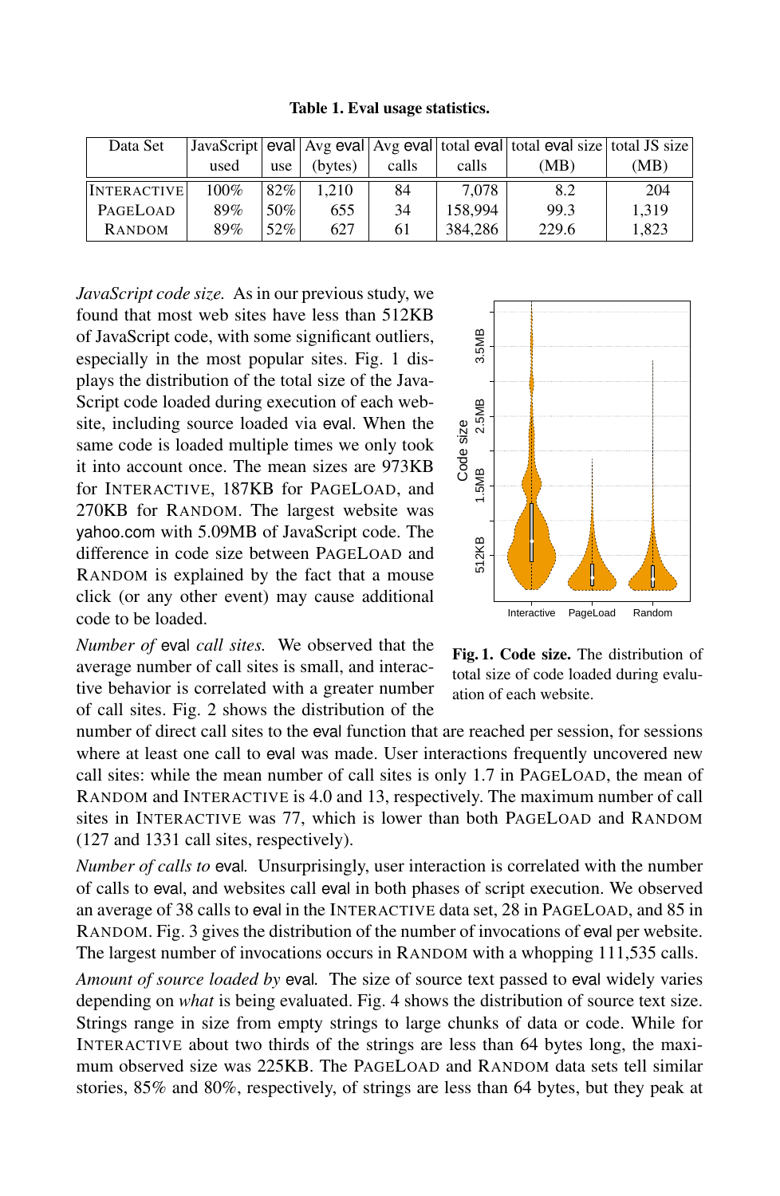**Table 1. Eval usage statistics.**

| Data Set | JavaScript used | eval use | Avg eval (bytes) | Avg eval calls | total eval calls | total eval size (MB) | total JS size (MB) |
|---|---|---|---|---|---|---|---|
| INTERACTIVE | 100% | 82% | 1,210 | 84 | 7,078 | 8.2 | 204 |
| PAGELOAD | 89% | 50% | 655 | 34 | 158,994 | 99.3 | 1,319 |
| RANDOM | 89% | 52% | 627 | 61 | 384,286 | 229.6 | 1,823 |

*JavaScript code size.* As in our previous study, we found that most web sites have less than 512KB of JavaScript code, with some significant outliers, especially in the most popular sites. Fig. 1 displays the distribution of the total size of the JavaScript code loaded during execution of each website, including source loaded via eval. When the same code is loaded multiple times we only took it into account once. The mean sizes are 973KB for INTERACTIVE, 187KB for PAGELOAD, and 270KB for RANDOM. The largest website was yahoo.com with 5.09MB of JavaScript code. The difference in code size between PAGELOAD and RANDOM is explained by the fact that a mouse click (or any other event) may cause additional code to be loaded.

**Fig. 1. Code size.** The distribution of total size of code loaded during evaluation of each website.

*Number of* eval *call sites.* We observed that the average number of call sites is small, and interactive behavior is correlated with a greater number of call sites. Fig. 2 shows the distribution of the number of direct call sites to the eval function that are reached per session, for sessions where at least one call to eval was made. User interactions frequently uncovered new call sites: while the mean number of call sites is only 1.7 in PAGELOAD, the mean of RANDOM and INTERACTIVE is 4.0 and 13, respectively. The maximum number of call sites in INTERACTIVE was 77, which is lower than both PAGELOAD and RANDOM (127 and 1331 call sites, respectively).

*Number of calls to* eval*.* Unsurprisingly, user interaction is correlated with the number of calls to eval, and websites call eval in both phases of script execution. We observed an average of 38 calls to eval in the INTERACTIVE data set, 28 in PAGELOAD, and 85 in RANDOM. Fig. 3 gives the distribution of the number of invocations of eval per website. The largest number of invocations occurs in RANDOM with a whopping 111,535 calls.

*Amount of source loaded by* eval*.* The size of source text passed to eval widely varies depending on *what* is being evaluated. Fig. 4 shows the distribution of source text size. Strings range in size from empty strings to large chunks of data or code. While for INTERACTIVE about two thirds of the strings are less than 64 bytes long, the maximum observed size was 225KB. The PAGELOAD and RANDOM data sets tell similar stories, 85% and 80%, respectively, of strings are less than 64 bytes, but they peak at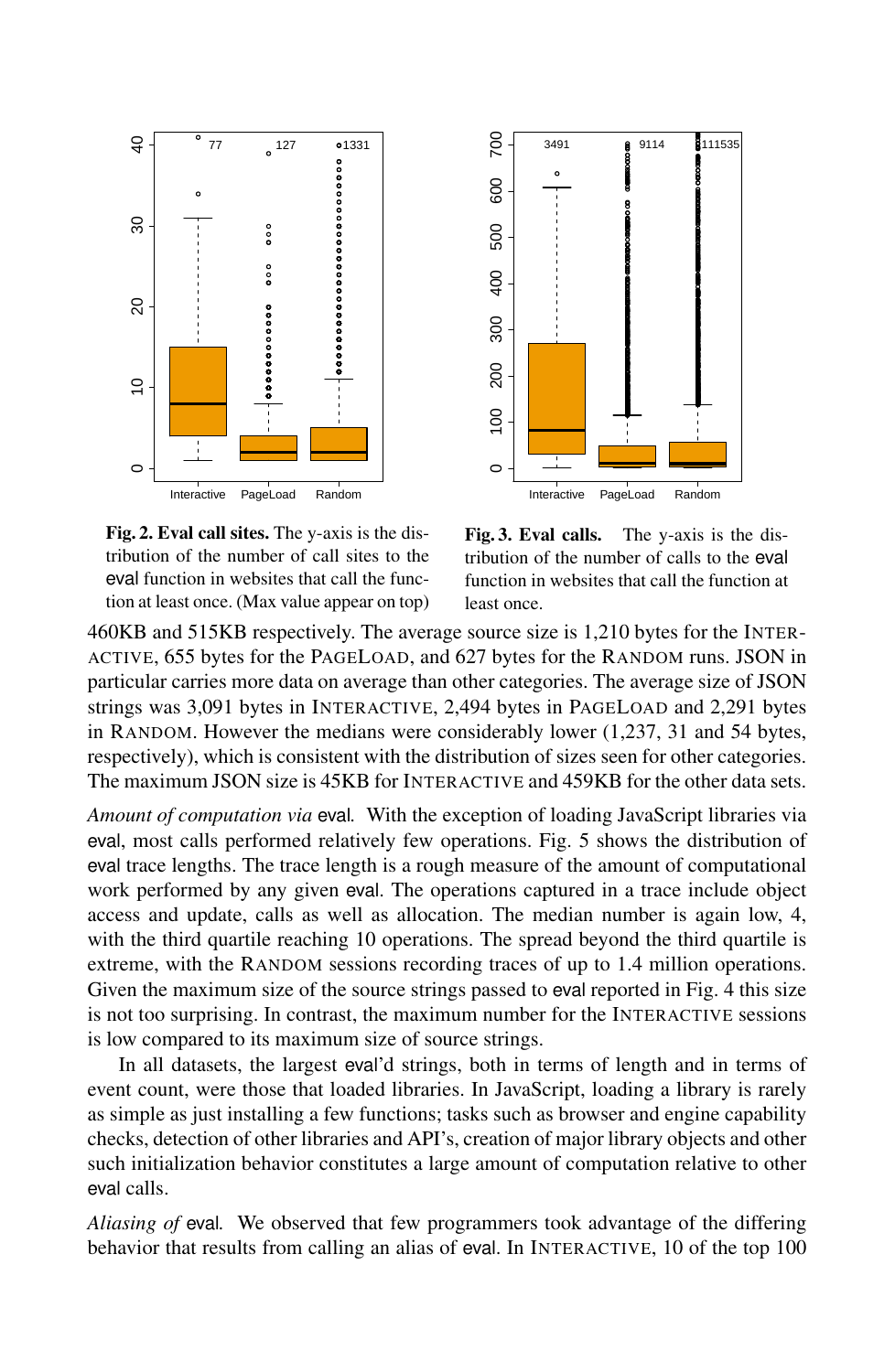Fig. 2. **Eval call sites.** The y-axis is the distribution of the number of call sites to the eval function in websites that call the function at least once. (Max value appear on top)

Fig. 3. **Eval calls.** The y-axis is the distribution of the number of calls to the eval function in websites that call the function at least once.

460KB and 515KB respectively. The average source size is 1,210 bytes for the INTERACTIVE, 655 bytes for the PAGELOAD, and 627 bytes for the RANDOM runs. JSON in particular carries more data on average than other categories. The average size of JSON strings was 3,091 bytes in INTERACTIVE, 2,494 bytes in PAGELOAD and 2,291 bytes in RANDOM. However the medians were considerably lower (1,237, 31 and 54 bytes, respectively), which is consistent with the distribution of sizes seen for other categories. The maximum JSON size is 45KB for INTERACTIVE and 459KB for the other data sets.

*Amount of computation via* eval. With the exception of loading JavaScript libraries via eval, most calls performed relatively few operations. Fig. 5 shows the distribution of eval trace lengths. The trace length is a rough measure of the amount of computational work performed by any given eval. The operations captured in a trace include object access and update, calls as well as allocation. The median number is again low, 4, with the third quartile reaching 10 operations. The spread beyond the third quartile is extreme, with the RANDOM sessions recording traces of up to 1.4 million operations. Given the maximum size of the source strings passed to eval reported in Fig. 4 this size is not too surprising. In contrast, the maximum number for the INTERACTIVE sessions is low compared to its maximum size of source strings.

In all datasets, the largest eval'd strings, both in terms of length and in terms of event count, were those that loaded libraries. In JavaScript, loading a library is rarely as simple as just installing a few functions; tasks such as browser and engine capability checks, detection of other libraries and API's, creation of major library objects and other such initialization behavior constitutes a large amount of computation relative to other eval calls.

*Aliasing of* eval. We observed that few programmers took advantage of the differing behavior that results from calling an alias of eval. In INTERACTIVE, 10 of the top 100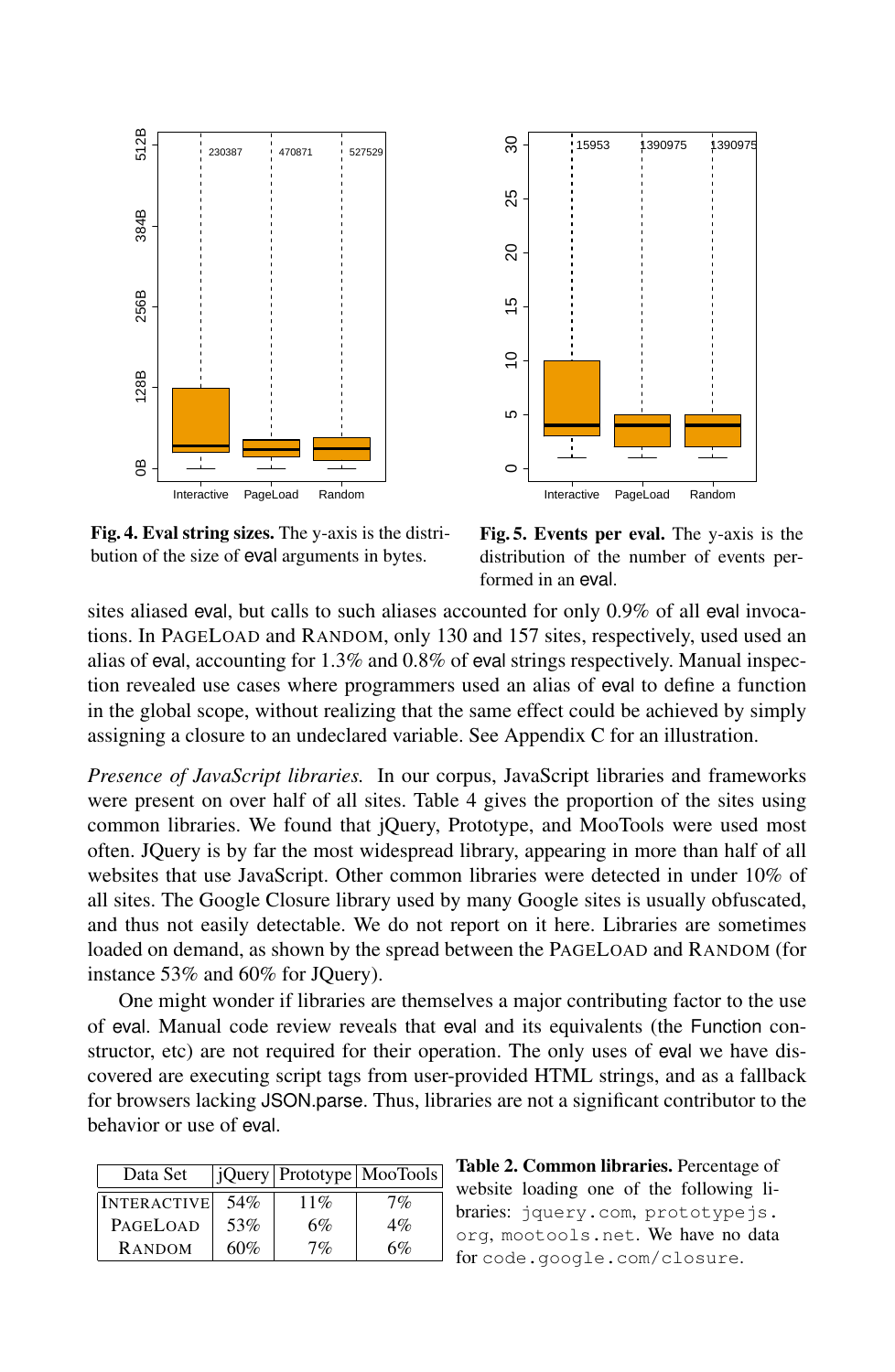**Fig. 4. Eval string sizes.** The y-axis is the distribution of the size of eval arguments in bytes.

**Fig. 5. Events per eval.** The y-axis is the distribution of the number of events performed in an eval.

sites aliased eval, but calls to such aliases accounted for only 0.9% of all eval invocations. In PageLoad and Random, only 130 and 157 sites, respectively, used used an alias of eval, accounting for 1.3% and 0.8% of eval strings respectively. Manual inspection revealed use cases where programmers used an alias of eval to define a function in the global scope, without realizing that the same effect could be achieved by simply assigning a closure to an undeclared variable. See Appendix C for an illustration.

*Presence of JavaScript libraries.* In our corpus, JavaScript libraries and frameworks were present on over half of all sites. Table 4 gives the proportion of the sites using common libraries. We found that jQuery, Prototype, and MooTools were used most often. JQuery is by far the most widespread library, appearing in more than half of all websites that use JavaScript. Other common libraries were detected in under 10% of all sites. The Google Closure library used by many Google sites is usually obfuscated, and thus not easily detectable. We do not report on it here. Libraries are sometimes loaded on demand, as shown by the spread between the PageLoad and Random (for instance 53% and 60% for JQuery).

One might wonder if libraries are themselves a major contributing factor to the use of eval. Manual code review reveals that eval and its equivalents (the Function constructor, etc) are not required for their operation. The only uses of eval we have discovered are executing script tags from user-provided HTML strings, and as a fallback for browsers lacking JSON.parse. Thus, libraries are not a significant contributor to the behavior or use of eval.

| Data Set | jQuery | Prototype | MooTools |
|---|---|---|---|
| Interactive | 54% | 11% | 7% |
| PageLoad | 53% | 6% | 4% |
| Random | 60% | 7% | 6% |

**Table 2. Common libraries.** Percentage of website loading one of the following libraries: `jquery.com`, `prototypejs.org`, `mootools.net`. We have no data for `code.google.com/closure`.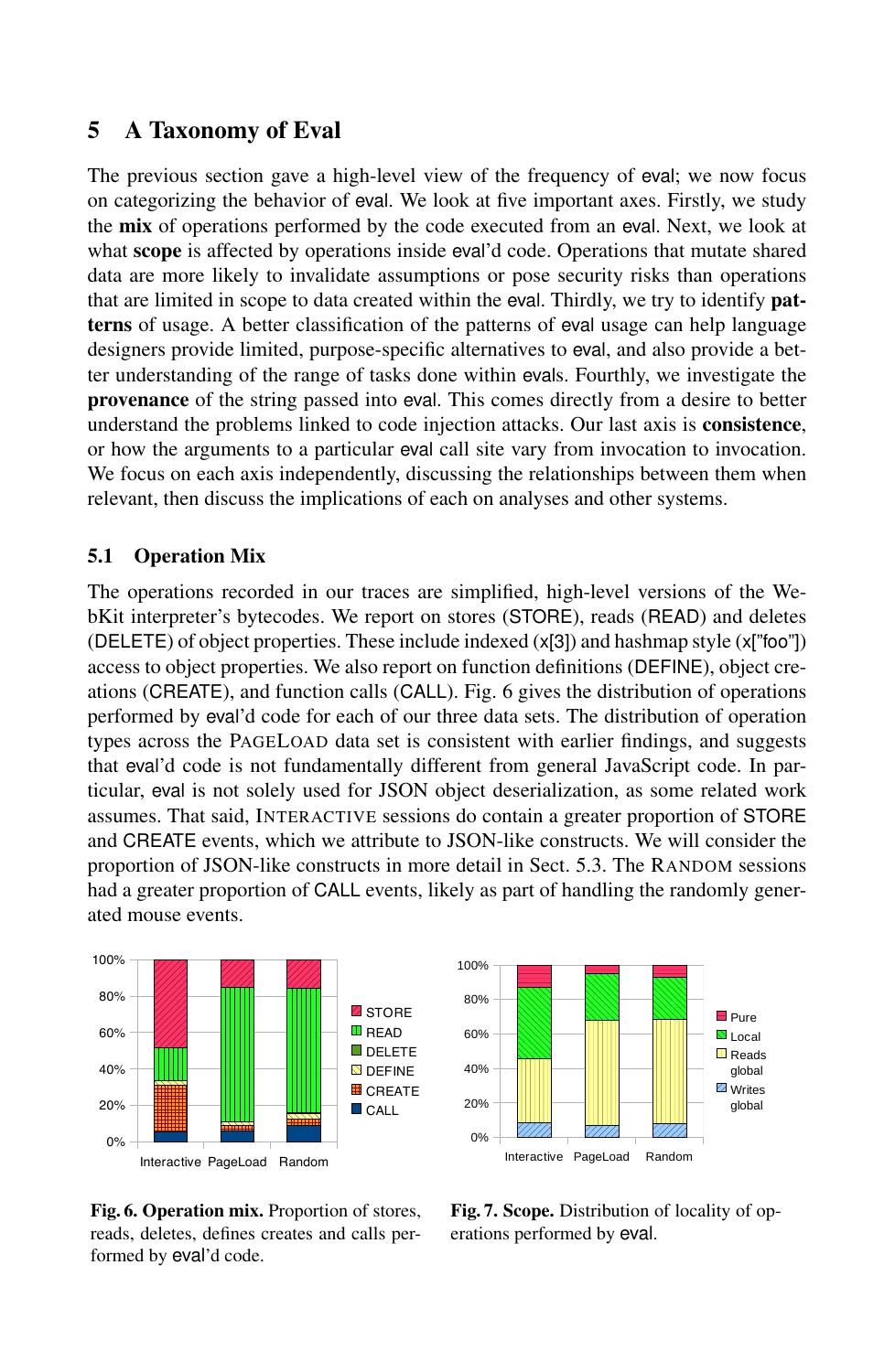## 5 A Taxonomy of Eval

The previous section gave a high-level view of the frequency of eval; we now focus on categorizing the behavior of eval. We look at five important axes. Firstly, we study the **mix** of operations performed by the code executed from an eval. Next, we look at what **scope** is affected by operations inside eval'd code. Operations that mutate shared data are more likely to invalidate assumptions or pose security risks than operations that are limited in scope to data created within the eval. Thirdly, we try to identify **patterns** of usage. A better classification of the patterns of eval usage can help language designers provide limited, purpose-specific alternatives to eval, and also provide a better understanding of the range of tasks done within evals. Fourthly, we investigate the **provenance** of the string passed into eval. This comes directly from a desire to better understand the problems linked to code injection attacks. Our last axis is **consistence**, or how the arguments to a particular eval call site vary from invocation to invocation. We focus on each axis independently, discussing the relationships between them when relevant, then discuss the implications of each on analyses and other systems.

### 5.1 Operation Mix

The operations recorded in our traces are simplified, high-level versions of the WebKit interpreter's bytecodes. We report on stores (STORE), reads (READ) and deletes (DELETE) of object properties. These include indexed (x[3]) and hashmap style (x["foo"]) access to object properties. We also report on function definitions (DEFINE), object creations (CREATE), and function calls (CALL). Fig. 6 gives the distribution of operations performed by eval'd code for each of our three data sets. The distribution of operation types across the PAGELOAD data set is consistent with earlier findings, and suggests that eval'd code is not fundamentally different from general JavaScript code. In particular, eval is not solely used for JSON object deserialization, as some related work assumes. That said, INTERACTIVE sessions do contain a greater proportion of STORE and CREATE events, which we attribute to JSON-like constructs. We will consider the proportion of JSON-like constructs in more detail in Sect. 5.3. The RANDOM sessions had a greater proportion of CALL events, likely as part of handling the randomly generated mouse events.

100%
80%
60%
40%
20%
0%
Interactive PageLoad Random
STORE
READ
DELETE
DEFINE
CREATE
CALL

**Fig. 6. Operation mix.** Proportion of stores, reads, deletes, defines creates and calls performed by eval'd code.

100%
80%
60%
40%
20%
0%
Interactive PageLoad Random
Pure
Local
Reads global
Writes global

**Fig. 7. Scope.** Distribution of locality of operations performed by eval.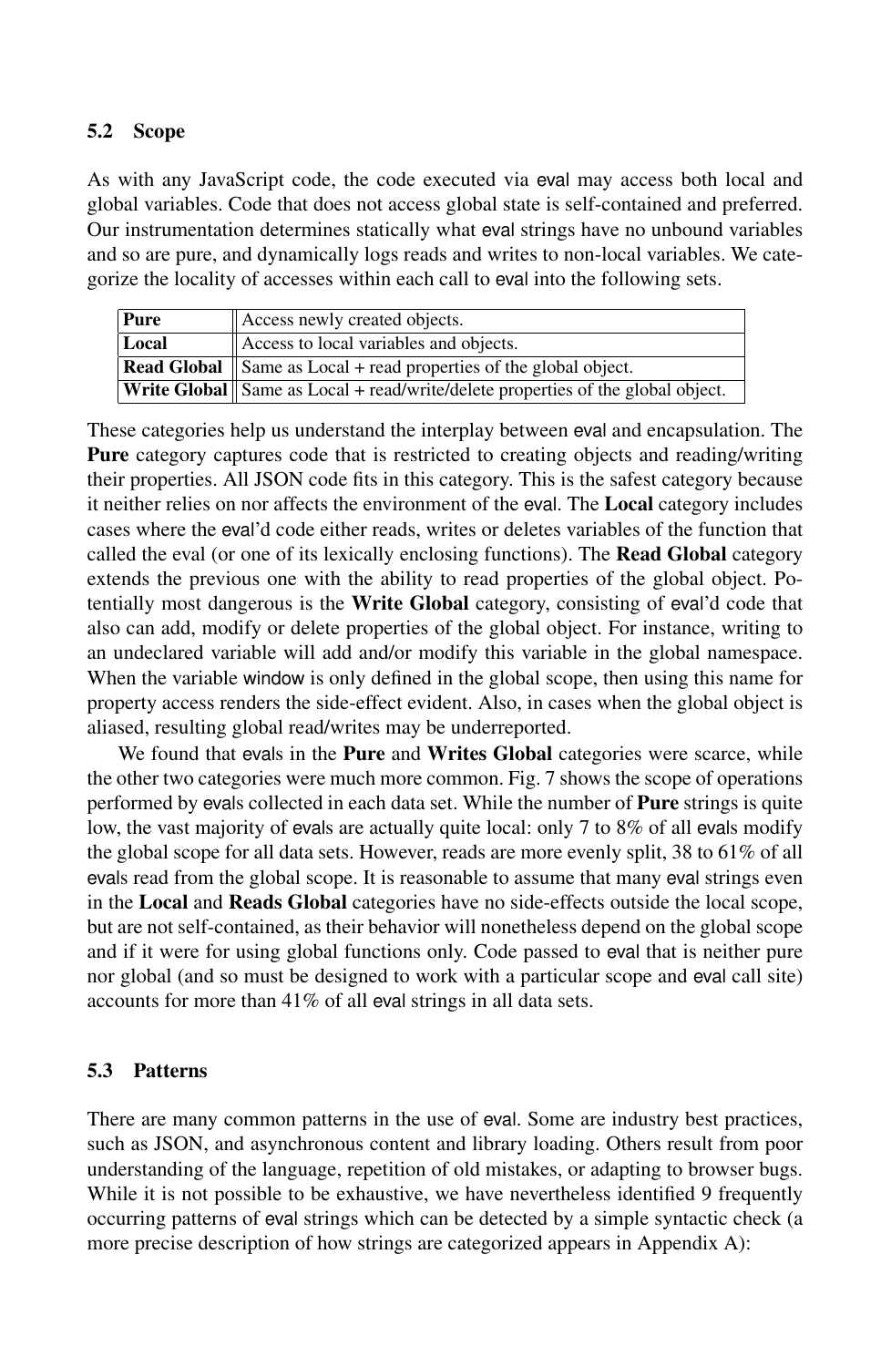### 5.2 Scope

As with any JavaScript code, the code executed via eval may access both local and global variables. Code that does not access global state is self-contained and preferred. Our instrumentation determines statically what eval strings have no unbound variables and so are pure, and dynamically logs reads and writes to non-local variables. We categorize the locality of accesses within each call to eval into the following sets.

| | |
|---|---|
| **Pure** | Access newly created objects. |
| **Local** | Access to local variables and objects. |
| **Read Global** | Same as Local + read properties of the global object. |
| **Write Global** | Same as Local + read/write/delete properties of the global object. |

These categories help us understand the interplay between eval and encapsulation. The **Pure** category captures code that is restricted to creating objects and reading/writing their properties. All JSON code fits in this category. This is the safest category because it neither relies on nor affects the environment of the eval. The **Local** category includes cases where the eval'd code either reads, writes or deletes variables of the function that called the eval (or one of its lexically enclosing functions). The **Read Global** category extends the previous one with the ability to read properties of the global object. Potentially most dangerous is the **Write Global** category, consisting of eval'd code that also can add, modify or delete properties of the global object. For instance, writing to an undeclared variable will add and/or modify this variable in the global namespace. When the variable window is only defined in the global scope, then using this name for property access renders the side-effect evident. Also, in cases when the global object is aliased, resulting global read/writes may be underreported.

We found that evals in the **Pure** and **Writes Global** categories were scarce, while the other two categories were much more common. Fig. 7 shows the scope of operations performed by evals collected in each data set. While the number of **Pure** strings is quite low, the vast majority of evals are actually quite local: only 7 to 8% of all evals modify the global scope for all data sets. However, reads are more evenly split, 38 to 61% of all evals read from the global scope. It is reasonable to assume that many eval strings even in the **Local** and **Reads Global** categories have no side-effects outside the local scope, but are not self-contained, as their behavior will nonetheless depend on the global scope and if it were for using global functions only. Code passed to eval that is neither pure nor global (and so must be designed to work with a particular scope and eval call site) accounts for more than 41% of all eval strings in all data sets.

### 5.3 Patterns

There are many common patterns in the use of eval. Some are industry best practices, such as JSON, and asynchronous content and library loading. Others result from poor understanding of the language, repetition of old mistakes, or adapting to browser bugs. While it is not possible to be exhaustive, we have nevertheless identified 9 frequently occurring patterns of eval strings which can be detected by a simple syntactic check (a more precise description of how strings are categorized appears in Appendix A):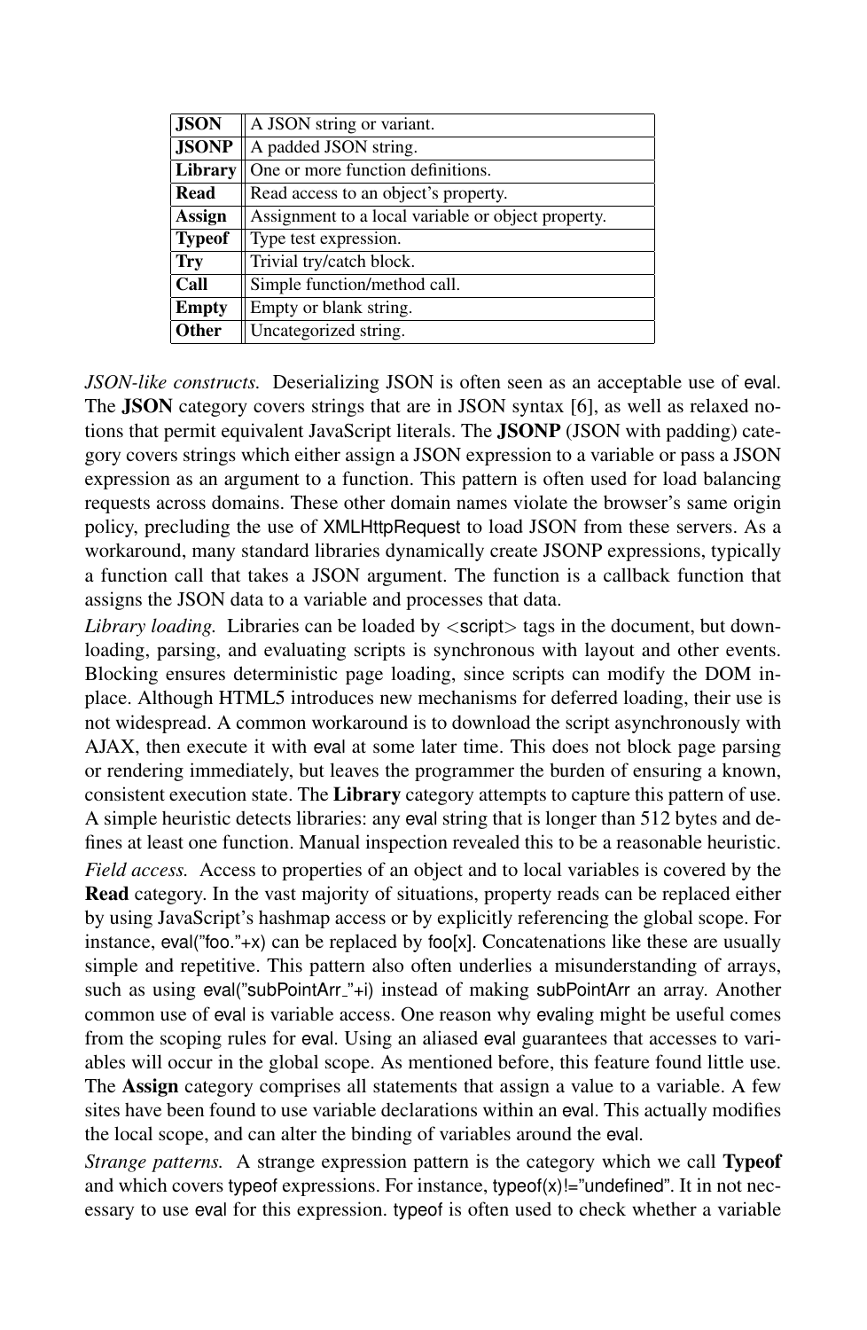| | |
|---|---|
| **JSON** | A JSON string or variant. |
| **JSONP** | A padded JSON string. |
| **Library** | One or more function definitions. |
| **Read** | Read access to an object's property. |
| **Assign** | Assignment to a local variable or object property. |
| **Typeof** | Type test expression. |
| **Try** | Trivial try/catch block. |
| **Call** | Simple function/method call. |
| **Empty** | Empty or blank string. |
| **Other** | Uncategorized string. |

*JSON-like constructs.* Deserializing JSON is often seen as an acceptable use of eval. The **JSON** category covers strings that are in JSON syntax [6], as well as relaxed notions that permit equivalent JavaScript literals. The **JSONP** (JSON with padding) category covers strings which either assign a JSON expression to a variable or pass a JSON expression as an argument to a function. This pattern is often used for load balancing requests across domains. These other domain names violate the browser's same origin policy, precluding the use of XMLHttpRequest to load JSON from these servers. As a workaround, many standard libraries dynamically create JSONP expressions, typically a function call that takes a JSON argument. The function is a callback function that assigns the JSON data to a variable and processes that data.

*Library loading.* Libraries can be loaded by <script> tags in the document, but downloading, parsing, and evaluating scripts is synchronous with layout and other events. Blocking ensures deterministic page loading, since scripts can modify the DOM in-place. Although HTML5 introduces new mechanisms for deferred loading, their use is not widespread. A common workaround is to download the script asynchronously with AJAX, then execute it with eval at some later time. This does not block page parsing or rendering immediately, but leaves the programmer the burden of ensuring a known, consistent execution state. The **Library** category attempts to capture this pattern of use. A simple heuristic detects libraries: any eval string that is longer than 512 bytes and defines at least one function. Manual inspection revealed this to be a reasonable heuristic.

*Field access.* Access to properties of an object and to local variables is covered by the **Read** category. In the vast majority of situations, property reads can be replaced either by using JavaScript's hashmap access or by explicitly referencing the global scope. For instance, eval("foo."+x) can be replaced by foo[x]. Concatenations like these are usually simple and repetitive. This pattern also often underlies a misunderstanding of arrays, such as using eval("subPointArr_"+i) instead of making subPointArr an array. Another common use of eval is variable access. One reason why evaling might be useful comes from the scoping rules for eval. Using an aliased eval guarantees that accesses to variables will occur in the global scope. As mentioned before, this feature found little use. The **Assign** category comprises all statements that assign a value to a variable. A few sites have been found to use variable declarations within an eval. This actually modifies the local scope, and can alter the binding of variables around the eval.

*Strange patterns.* A strange expression pattern is the category which we call **Typeof** and which covers typeof expressions. For instance, typeof(x)!="undefined". It in not necessary to use eval for this expression. typeof is often used to check whether a variable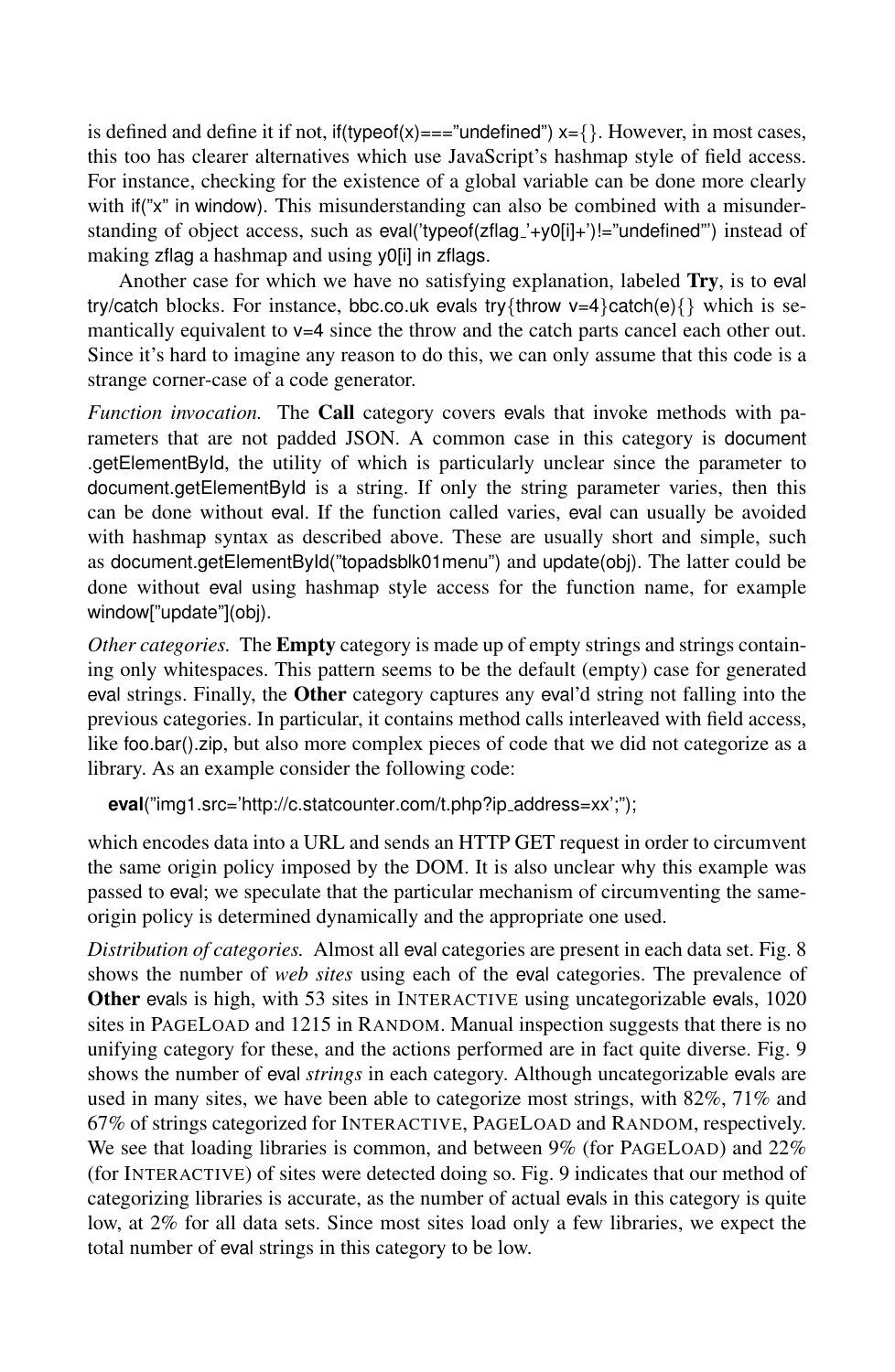is defined and define it if not, if(typeof(x)==="undefined") x={}. However, in most cases, this too has clearer alternatives which use JavaScript's hashmap style of field access. For instance, checking for the existence of a global variable can be done more clearly with if("x" in window). This misunderstanding can also be combined with a misunderstanding of object access, such as eval('typeof(zflag_'+y0[i]+')!="undefined"') instead of making zflag a hashmap and using y0[i] in zflags.

Another case for which we have no satisfying explanation, labeled **Try**, is to eval try/catch blocks. For instance, bbc.co.uk evals try{throw v=4}catch(e){} which is semantically equivalent to v=4 since the throw and the catch parts cancel each other out. Since it's hard to imagine any reason to do this, we can only assume that this code is a strange corner-case of a code generator.

*Function invocation.* The **Call** category covers evals that invoke methods with parameters that are not padded JSON. A common case in this category is document .getElementById, the utility of which is particularly unclear since the parameter to document.getElementById is a string. If only the string parameter varies, then this can be done without eval. If the function called varies, eval can usually be avoided with hashmap syntax as described above. These are usually short and simple, such as document.getElementById("topadsblk01menu") and update(obj). The latter could be done without eval using hashmap style access for the function name, for example window["update"](obj).

*Other categories.* The **Empty** category is made up of empty strings and strings containing only whitespaces. This pattern seems to be the default (empty) case for generated eval strings. Finally, the **Other** category captures any eval'd string not falling into the previous categories. In particular, it contains method calls interleaved with field access, like foo.bar().zip, but also more complex pieces of code that we did not categorize as a library. As an example consider the following code:

```
eval("img1.src='http://c.statcounter.com/t.php?ip_address=xx';");
```

which encodes data into a URL and sends an HTTP GET request in order to circumvent the same origin policy imposed by the DOM. It is also unclear why this example was passed to eval; we speculate that the particular mechanism of circumventing the same-origin policy is determined dynamically and the appropriate one used.

*Distribution of categories.* Almost all eval categories are present in each data set. Fig. 8 shows the number of *web sites* using each of the eval categories. The prevalence of **Other** evals is high, with 53 sites in INTERACTIVE using uncategorizable evals, 1020 sites in PAGELOAD and 1215 in RANDOM. Manual inspection suggests that there is no unifying category for these, and the actions performed are in fact quite diverse. Fig. 9 shows the number of eval *strings* in each category. Although uncategorizable evals are used in many sites, we have been able to categorize most strings, with 82%, 71% and 67% of strings categorized for INTERACTIVE, PAGELOAD and RANDOM, respectively. We see that loading libraries is common, and between 9% (for PAGELOAD) and 22% (for INTERACTIVE) of sites were detected doing so. Fig. 9 indicates that our method of categorizing libraries is accurate, as the number of actual evals in this category is quite low, at 2% for all data sets. Since most sites load only a few libraries, we expect the total number of eval strings in this category to be low.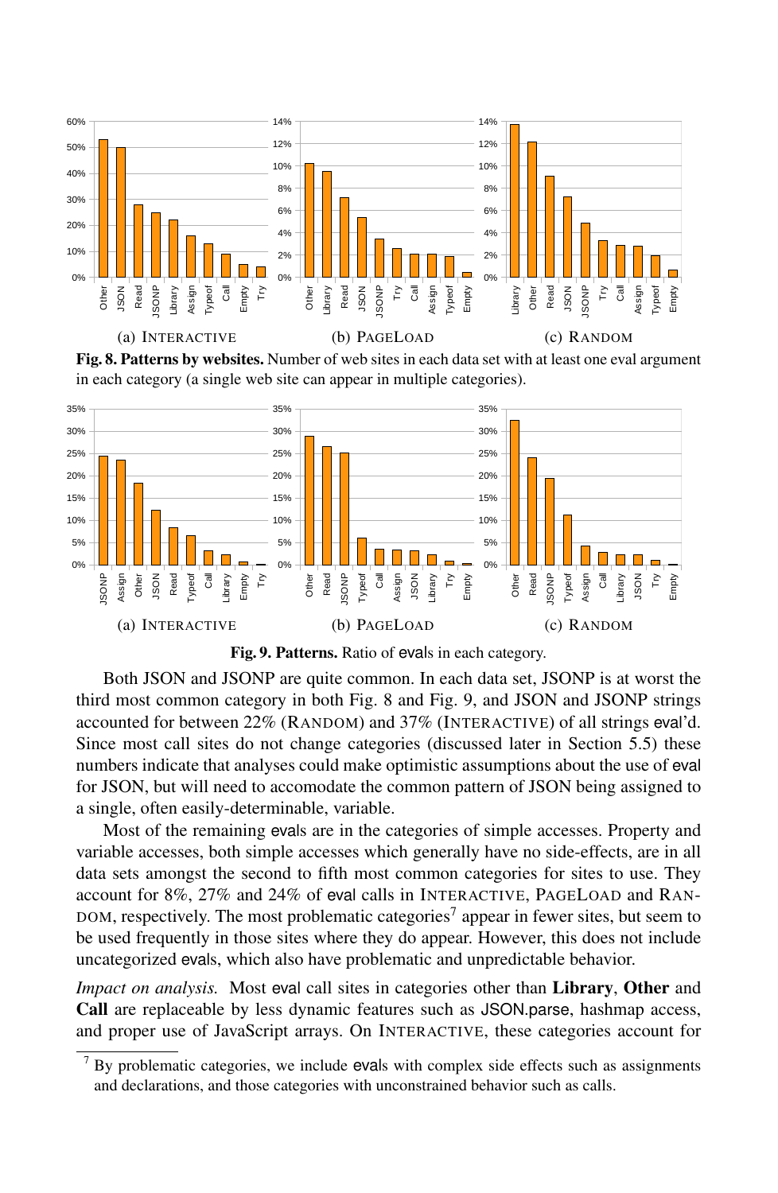(a) INTERACTIVE (b) PAGELOAD (c) RANDOM

**Fig. 8. Patterns by websites.** Number of web sites in each data set with at least one eval argument in each category (a single web site can appear in multiple categories).

(a) INTERACTIVE (b) PAGELOAD (c) RANDOM

**Fig. 9. Patterns.** Ratio of evals in each category.

Both JSON and JSONP are quite common. In each data set, JSONP is at worst the third most common category in both Fig. 8 and Fig. 9, and JSON and JSONP strings accounted for between 22% (RANDOM) and 37% (INTERACTIVE) of all strings eval'd. Since most call sites do not change categories (discussed later in Section 5.5) these numbers indicate that analyses could make optimistic assumptions about the use of eval for JSON, but will need to accomodate the common pattern of JSON being assigned to a single, often easily-determinable, variable.

Most of the remaining evals are in the categories of simple accesses. Property and variable accesses, both simple accesses which generally have no side-effects, are in all data sets amongst the second to fifth most common categories for sites to use. They account for 8%, 27% and 24% of eval calls in INTERACTIVE, PAGELOAD and RANDOM, respectively. The most problematic categories[7] appear in fewer sites, but seem to be used frequently in those sites where they do appear. However, this does not include uncategorized evals, which also have problematic and unpredictable behavior.

*Impact on analysis.* Most eval call sites in categories other than **Library**, **Other** and **Call** are replaceable by less dynamic features such as JSON.parse, hashmap access, and proper use of JavaScript arrays. On INTERACTIVE, these categories account for

[7] By problematic categories, we include evals with complex side effects such as assignments and declarations, and those categories with unconstrained behavior such as calls.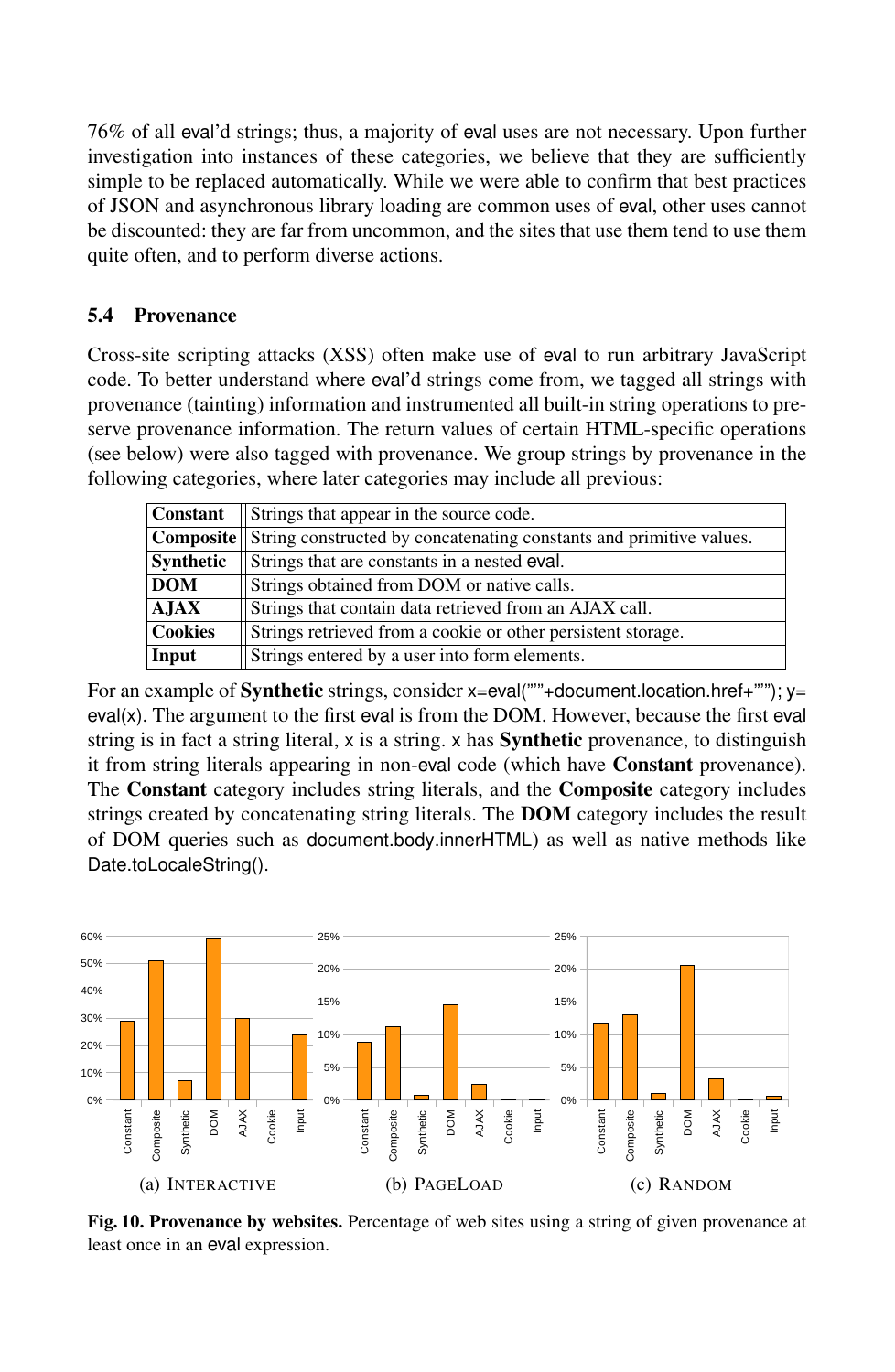76% of all eval'd strings; thus, a majority of eval uses are not necessary. Upon further investigation into instances of these categories, we believe that they are sufficiently simple to be replaced automatically. While we were able to confirm that best practices of JSON and asynchronous library loading are common uses of eval, other uses cannot be discounted: they are far from uncommon, and the sites that use them tend to use them quite often, and to perform diverse actions.

### 5.4 Provenance

Cross-site scripting attacks (XSS) often make use of eval to run arbitrary JavaScript code. To better understand where eval'd strings come from, we tagged all strings with provenance (tainting) information and instrumented all built-in string operations to preserve provenance information. The return values of certain HTML-specific operations (see below) were also tagged with provenance. We group strings by provenance in the following categories, where later categories may include all previous:

| | |
|---|---|
| **Constant** | Strings that appear in the source code. |
| **Composite** | String constructed by concatenating constants and primitive values. |
| **Synthetic** | Strings that are constants in a nested eval. |
| **DOM** | Strings obtained from DOM or native calls. |
| **AJAX** | Strings that contain data retrieved from an AJAX call. |
| **Cookies** | Strings retrieved from a cookie or other persistent storage. |
| **Input** | Strings entered by a user into form elements. |

For an example of **Synthetic** strings, consider x=eval("'"+document.location.href+"'"); y= eval(x). The argument to the first eval is from the DOM. However, because the first eval string is in fact a string literal, x is a string. x has **Synthetic** provenance, to distinguish it from string literals appearing in non-eval code (which have **Constant** provenance). The **Constant** category includes string literals, and the **Composite** category includes strings created by concatenating string literals. The **DOM** category includes the result of DOM queries such as document.body.innerHTML) as well as native methods like Date.toLocaleString().

(a) INTERACTIVE (b) PAGELOAD (c) RANDOM

**Fig. 10. Provenance by websites.** Percentage of web sites using a string of given provenance at least once in an eval expression.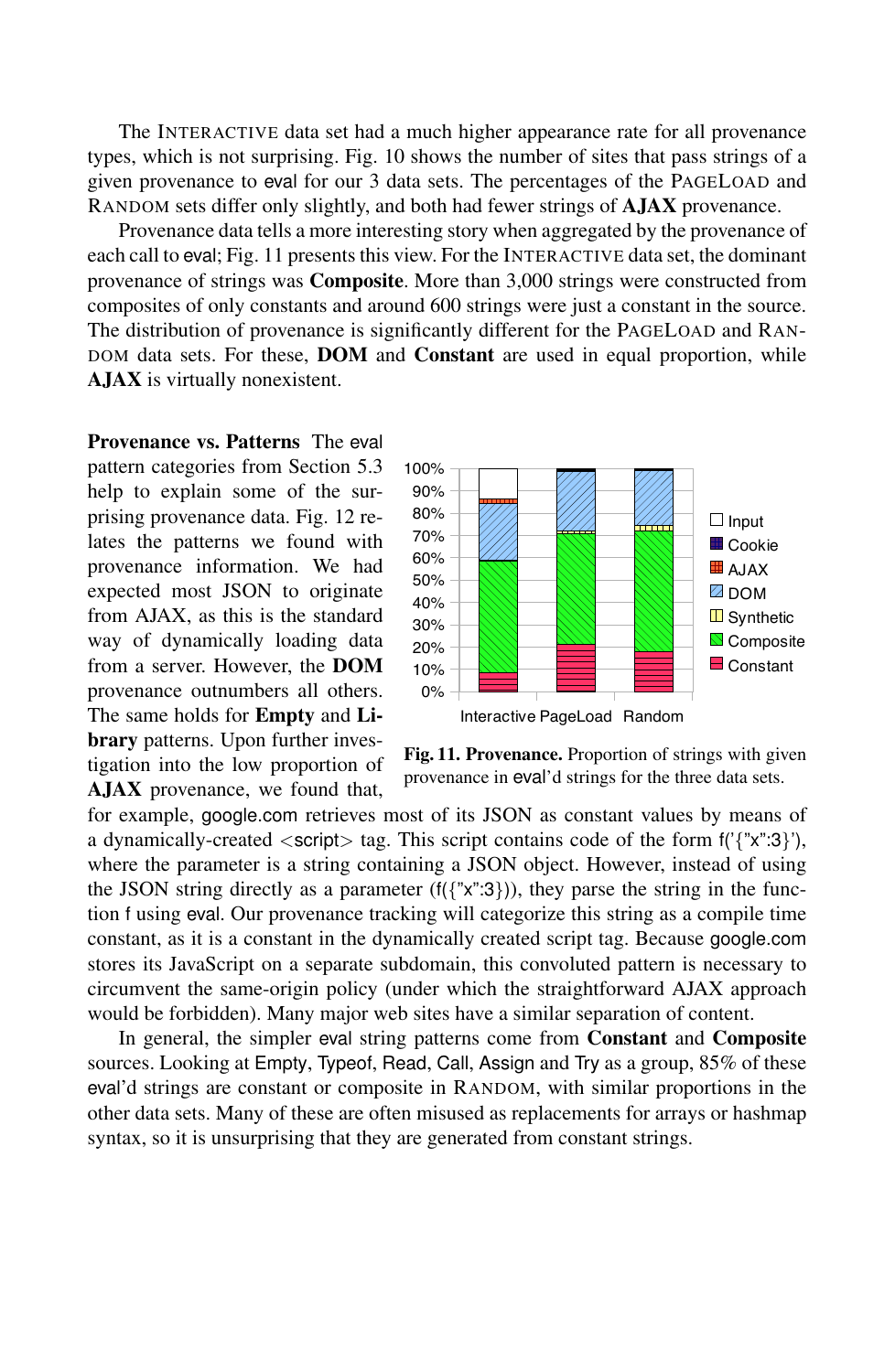The INTERACTIVE data set had a much higher appearance rate for all provenance types, which is not surprising. Fig. 10 shows the number of sites that pass strings of a given provenance to eval for our 3 data sets. The percentages of the PAGELOAD and RANDOM sets differ only slightly, and both had fewer strings of **AJAX** provenance.

Provenance data tells a more interesting story when aggregated by the provenance of each call to eval; Fig. 11 presents this view. For the INTERACTIVE data set, the dominant provenance of strings was **Composite**. More than 3,000 strings were constructed from composites of only constants and around 600 strings were just a constant in the source. The distribution of provenance is significantly different for the PAGELOAD and RANDOM data sets. For these, **DOM** and **Constant** are used in equal proportion, while **AJAX** is virtually nonexistent.

**Provenance vs. Patterns** The eval pattern categories from Section 5.3 help to explain some of the surprising provenance data. Fig. 12 relates the patterns we found with provenance information. We had expected most JSON to originate from AJAX, as this is the standard way of dynamically loading data from a server. However, the **DOM** provenance outnumbers all others. The same holds for **Empty** and **Library** patterns. Upon further investigation into the low proportion of **AJAX** provenance, we found that, for example, google.com retrieves most of its JSON as constant values by means of a dynamically-created <script> tag. This script contains code of the form f('{"x":3}'), where the parameter is a string containing a JSON object. However, instead of using the JSON string directly as a parameter (f({"x":3})), they parse the string in the function f using eval. Our provenance tracking will categorize this string as a compile time constant, as it is a constant in the dynamically created script tag. Because google.com stores its JavaScript on a separate subdomain, this convoluted pattern is necessary to circumvent the same-origin policy (under which the straightforward AJAX approach would be forbidden). Many major web sites have a similar separation of content.

**Fig. 11. Provenance.** Proportion of strings with given provenance in eval'd strings for the three data sets.

In general, the simpler eval string patterns come from **Constant** and **Composite** sources. Looking at Empty, Typeof, Read, Call, Assign and Try as a group, 85% of these eval'd strings are constant or composite in RANDOM, with similar proportions in the other data sets. Many of these are often misused as replacements for arrays or hashmap syntax, so it is unsurprising that they are generated from constant strings.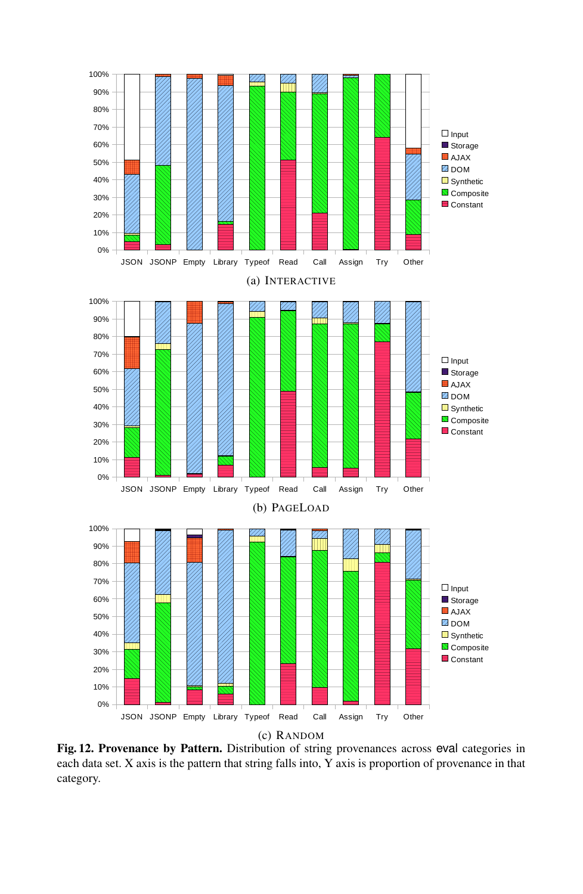(a) INTERACTIVE

(b) PAGELOAD

(c) RANDOM

**Fig. 12. Provenance by Pattern.** Distribution of string provenances across eval categories in each data set. X axis is the pattern that string falls into, Y axis is proportion of provenance in that category.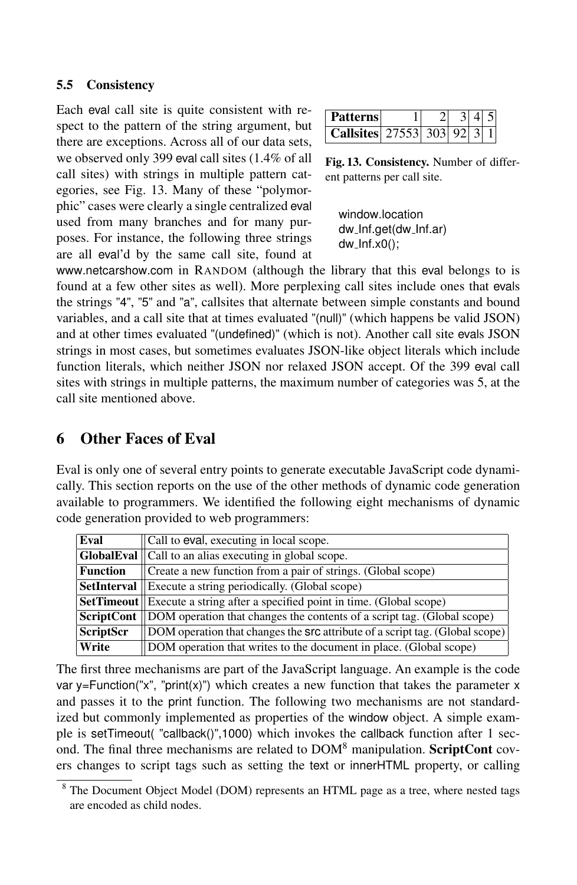### 5.5 Consistency

Each eval call site is quite consistent with respect to the pattern of the string argument, but there are exceptions. Across all of our data sets, we observed only 399 eval call sites (1.4% of all call sites) with strings in multiple pattern categories, see Fig. 13. Many of these "polymorphic" cases were clearly a single centralized eval used from many branches and for many purposes. For instance, the following three strings are all eval'd by the same call site, found at www.netcarshow.com in RANDOM (although the library that this eval belongs to is found at a few other sites as well). More perplexing call sites include ones that evals the strings "4", "5" and "a", callsites that alternate between simple constants and bound variables, and a call site that at times evaluated "(null)" (which happens be valid JSON) and at other times evaluated "(undefined)" (which is not). Another call site evals JSON strings in most cases, but sometimes evaluates JSON-like object literals which include function literals, which neither JSON nor relaxed JSON accept. Of the 399 eval call sites with strings in multiple patterns, the maximum number of categories was 5, at the call site mentioned above.

| **Patterns** | 1 | 2 | 3 | 4 | 5 |
|---|---|---|---|---|---|
| **Callsites** | 27553 | 303 | 92 | 3 | 1 |

**Fig. 13. Consistency.** Number of different patterns per call site.

```
window.location
dw_Inf.get(dw_Inf.ar)
dw_Inf.x0();
```

## 6 Other Faces of Eval

Eval is only one of several entry points to generate executable JavaScript code dynamically. This section reports on the use of the other methods of dynamic code generation available to programmers. We identified the following eight mechanisms of dynamic code generation provided to web programmers:

| | |
|---|---|
| **Eval** | Call to eval, executing in local scope. |
| **GlobalEval** | Call to an alias executing in global scope. |
| **Function** | Create a new function from a pair of strings. (Global scope) |
| **SetInterval** | Execute a string periodically. (Global scope) |
| **SetTimeout** | Execute a string after a specified point in time. (Global scope) |
| **ScriptCont** | DOM operation that changes the contents of a script tag. (Global scope) |
| **ScriptScr** | DOM operation that changes the src attribute of a script tag. (Global scope) |
| **Write** | DOM operation that writes to the document in place. (Global scope) |

The first three mechanisms are part of the JavaScript language. An example is the code var y=Function("x", "print(x)") which creates a new function that takes the parameter x and passes it to the print function. The following two mechanisms are not standardized but commonly implemented as properties of the window object. A simple example is setTimeout( "callback()",1000) which invokes the callback function after 1 second. The final three mechanisms are related to DOM[8] manipulation. **ScriptCont** covers changes to script tags such as setting the text or innerHTML property, or calling

[8] The Document Object Model (DOM) represents an HTML page as a tree, where nested tags are encoded as child nodes.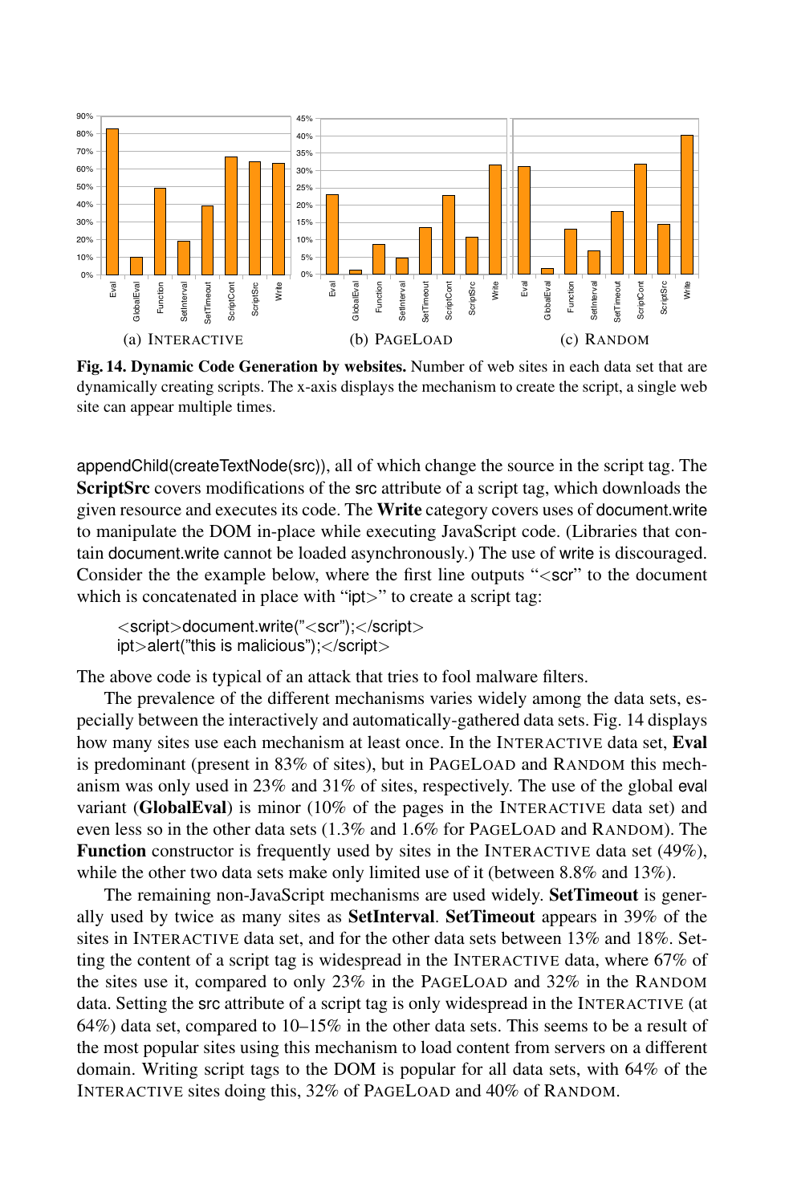(a) INTERACTIVE (b) PAGELOAD (c) RANDOM

**Fig. 14. Dynamic Code Generation by websites.** Number of web sites in each data set that are dynamically creating scripts. The x-axis displays the mechanism to create the script, a single web site can appear multiple times.

appendChild(createTextNode(src)), all of which change the source in the script tag. The **ScriptSrc** covers modifications of the src attribute of a script tag, which downloads the given resource and executes its code. The **Write** category covers uses of document.write to manipulate the DOM in-place while executing JavaScript code. (Libraries that contain document.write cannot be loaded asynchronously.) The use of write is discouraged. Consider the the example below, where the first line outputs "<scr" to the document which is concatenated in place with "ipt>" to create a script tag:

```
<script>document.write("<scr");</script>
ipt>alert("this is malicious");</script>
```

The above code is typical of an attack that tries to fool malware filters.

The prevalence of the different mechanisms varies widely among the data sets, especially between the interactively and automatically-gathered data sets. Fig. 14 displays how many sites use each mechanism at least once. In the INTERACTIVE data set, **Eval** is predominant (present in 83% of sites), but in PAGELOAD and RANDOM this mechanism was only used in 23% and 31% of sites, respectively. The use of the global eval variant (**GlobalEval**) is minor (10% of the pages in the INTERACTIVE data set) and even less so in the other data sets (1.3% and 1.6% for PAGELOAD and RANDOM). The **Function** constructor is frequently used by sites in the INTERACTIVE data set (49%), while the other two data sets make only limited use of it (between 8.8% and 13%).

The remaining non-JavaScript mechanisms are used widely. **SetTimeout** is generally used by twice as many sites as **SetInterval**. **SetTimeout** appears in 39% of the sites in INTERACTIVE data set, and for the other data sets between 13% and 18%. Setting the content of a script tag is widespread in the INTERACTIVE data, where 67% of the sites use it, compared to only 23% in the PAGELOAD and 32% in the RANDOM data. Setting the src attribute of a script tag is only widespread in the INTERACTIVE (at 64%) data set, compared to 10–15% in the other data sets. This seems to be a result of the most popular sites using this mechanism to load content from servers on a different domain. Writing script tags to the DOM is popular for all data sets, with 64% of the INTERACTIVE sites doing this, 32% of PAGELOAD and 40% of RANDOM.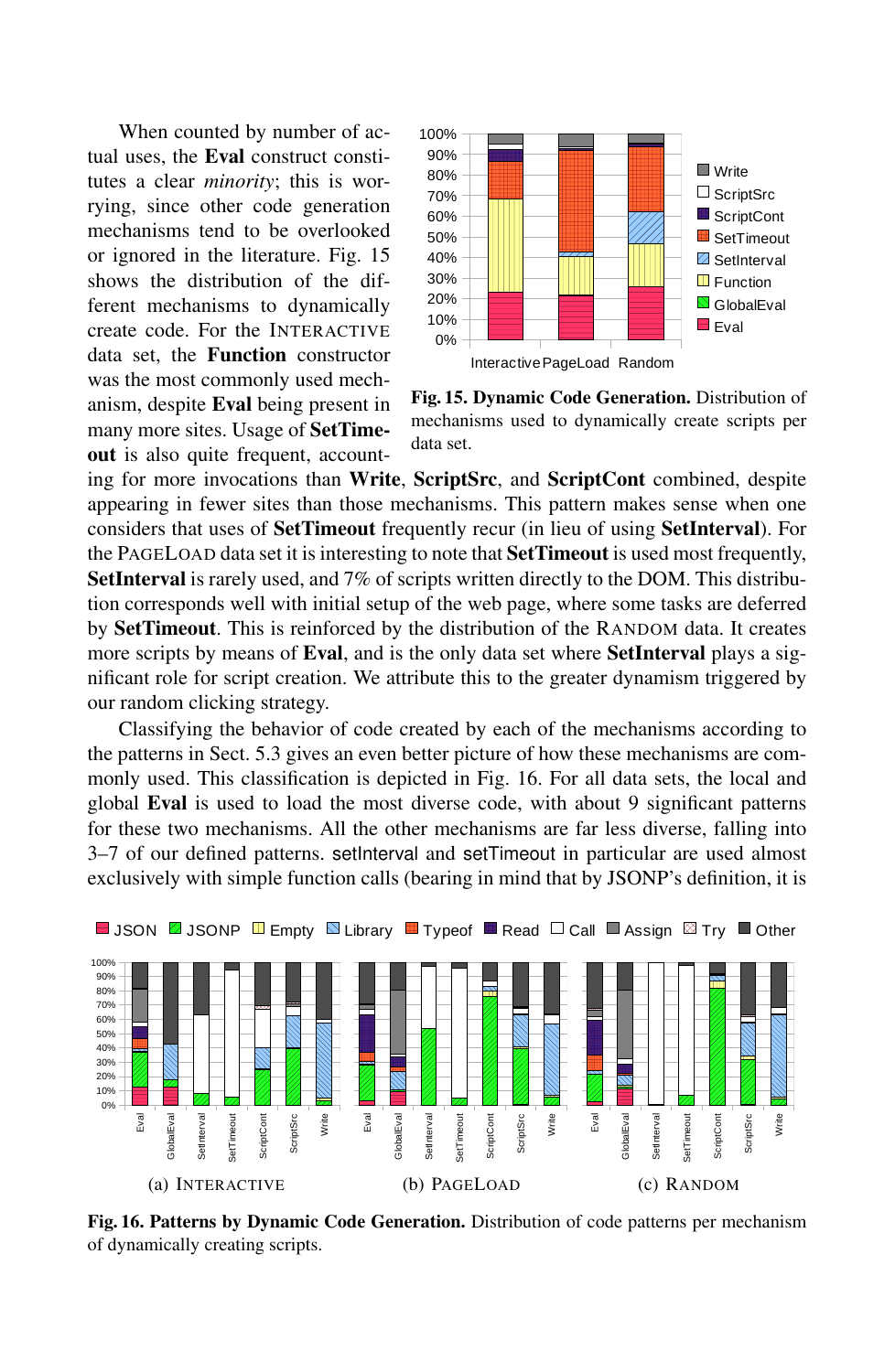When counted by number of actual uses, the **Eval** construct constitutes a clear *minority*; this is worrying, since other code generation mechanisms tend to be overlooked or ignored in the literature. Fig. 15 shows the distribution of the different mechanisms to dynamically create code. For the INTERACTIVE data set, the **Function** constructor was the most commonly used mechanism, despite **Eval** being present in many more sites. Usage of **SetTimeout** is also quite frequent, accounting for more invocations than **Write**, **ScriptSrc**, and **ScriptCont** combined, despite appearing in fewer sites than those mechanisms. This pattern makes sense when one considers that uses of **SetTimeout** frequently recur (in lieu of using **SetInterval**). For the PAGELOAD data set it is interesting to note that **SetTimeout** is used most frequently, **SetInterval** is rarely used, and 7% of scripts written directly to the DOM. This distribution corresponds well with initial setup of the web page, where some tasks are deferred by **SetTimeout**. This is reinforced by the distribution of the RANDOM data. It creates more scripts by means of **Eval**, and is the only data set where **SetInterval** plays a significant role for script creation. We attribute this to the greater dynamism triggered by our random clicking strategy.

**Fig. 15. Dynamic Code Generation.** Distribution of mechanisms used to dynamically create scripts per data set.

Classifying the behavior of code created by each of the mechanisms according to the patterns in Sect. 5.3 gives an even better picture of how these mechanisms are commonly used. This classification is depicted in Fig. 16. For all data sets, the local and global **Eval** is used to load the most diverse code, with about 9 significant patterns for these two mechanisms. All the other mechanisms are far less diverse, falling into 3–7 of our defined patterns. setInterval and setTimeout in particular are used almost exclusively with simple function calls (bearing in mind that by JSONP's definition, it is

(a) INTERACTIVE (b) PAGELOAD (c) RANDOM

**Fig. 16. Patterns by Dynamic Code Generation.** Distribution of code patterns per mechanism of dynamically creating scripts.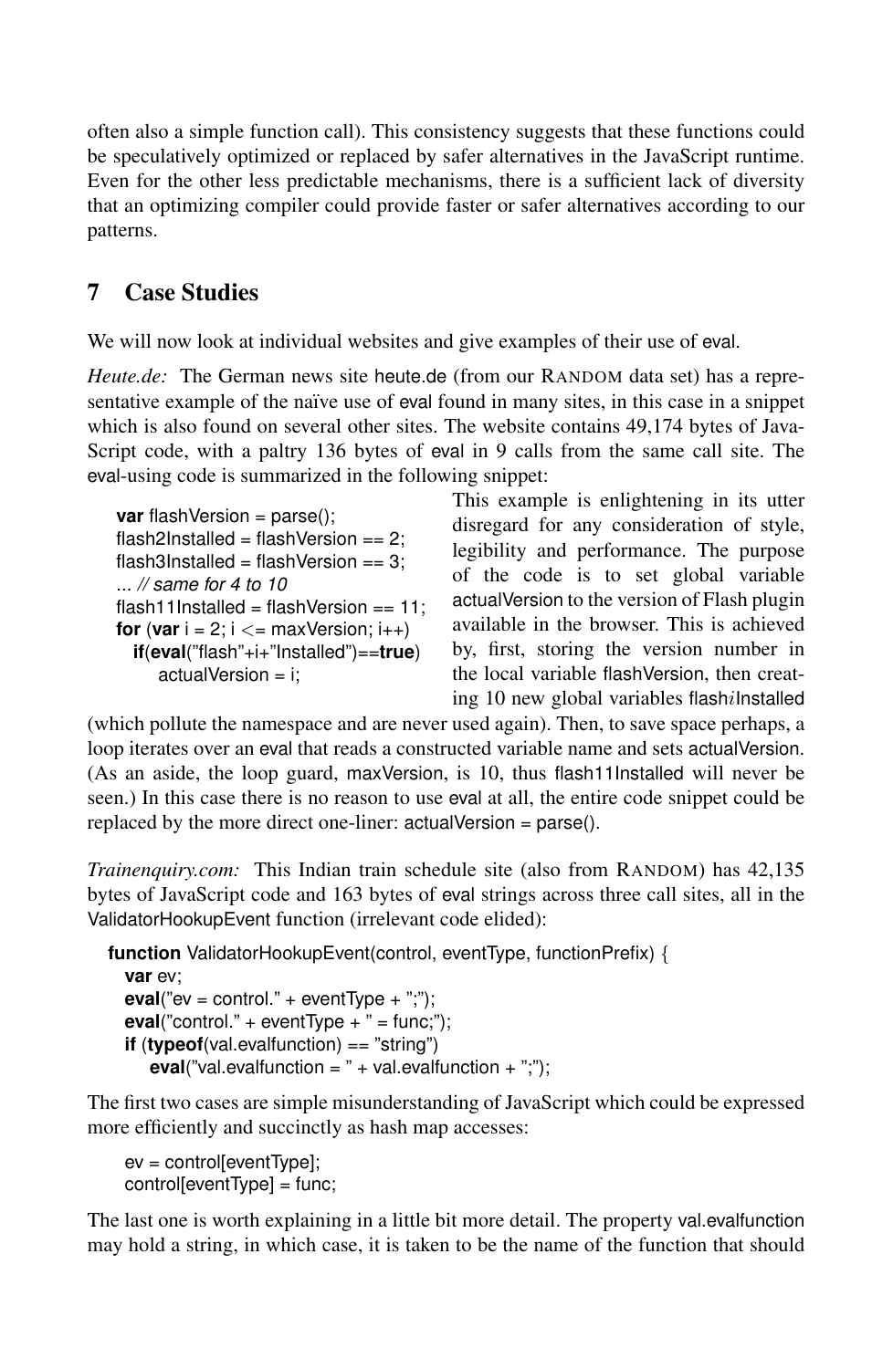often also a simple function call). This consistency suggests that these functions could be speculatively optimized or replaced by safer alternatives in the JavaScript runtime. Even for the other less predictable mechanisms, there is a sufficient lack of diversity that an optimizing compiler could provide faster or safer alternatives according to our patterns.

## 7 Case Studies

We will now look at individual websites and give examples of their use of eval.

*Heute.de:* The German news site heute.de (from our RANDOM data set) has a representative example of the naïve use of eval found in many sites, in this case in a snippet which is also found on several other sites. The website contains 49,174 bytes of JavaScript code, with a paltry 136 bytes of eval in 9 calls from the same call site. The eval-using code is summarized in the following snippet:

```
var flashVersion = parse();
flash2Installed = flashVersion == 2;
flash3Installed = flashVersion == 3;
... // same for 4 to 10
flash11Installed = flashVersion == 11;
for (var i = 2; i <= maxVersion; i++)
  if(eval("flash"+i+"Installed")==true)
    actualVersion = i;
```

This example is enlightening in its utter disregard for any consideration of style, legibility and performance. The purpose of the code is to set global variable actualVersion to the version of Flash plugin available in the browser. This is achieved by, first, storing the version number in the local variable flashVersion, then creating 10 new global variables flash*i*Installed (which pollute the namespace and are never used again). Then, to save space perhaps, a loop iterates over an eval that reads a constructed variable name and sets actualVersion. (As an aside, the loop guard, maxVersion, is 10, thus flash11Installed will never be seen.) In this case there is no reason to use eval at all, the entire code snippet could be replaced by the more direct one-liner: actualVersion = parse().

*Trainenquiry.com:* This Indian train schedule site (also from RANDOM) has 42,135 bytes of JavaScript code and 163 bytes of eval strings across three call sites, all in the ValidatorHookupEvent function (irrelevant code elided):

```
function ValidatorHookupEvent(control, eventType, functionPrefix) {
  var ev;
  eval("ev = control." + eventType + ";");
  eval("control." + eventType + " = func;");
  if (typeof(val.evalfunction) == "string")
    eval("val.evalfunction = " + val.evalfunction + ";");
```

The first two cases are simple misunderstanding of JavaScript which could be expressed more efficiently and succinctly as hash map accesses:

```
ev = control[eventType];
control[eventType] = func;
```

The last one is worth explaining in a little bit more detail. The property val.evalfunction may hold a string, in which case, it is taken to be the name of the function that should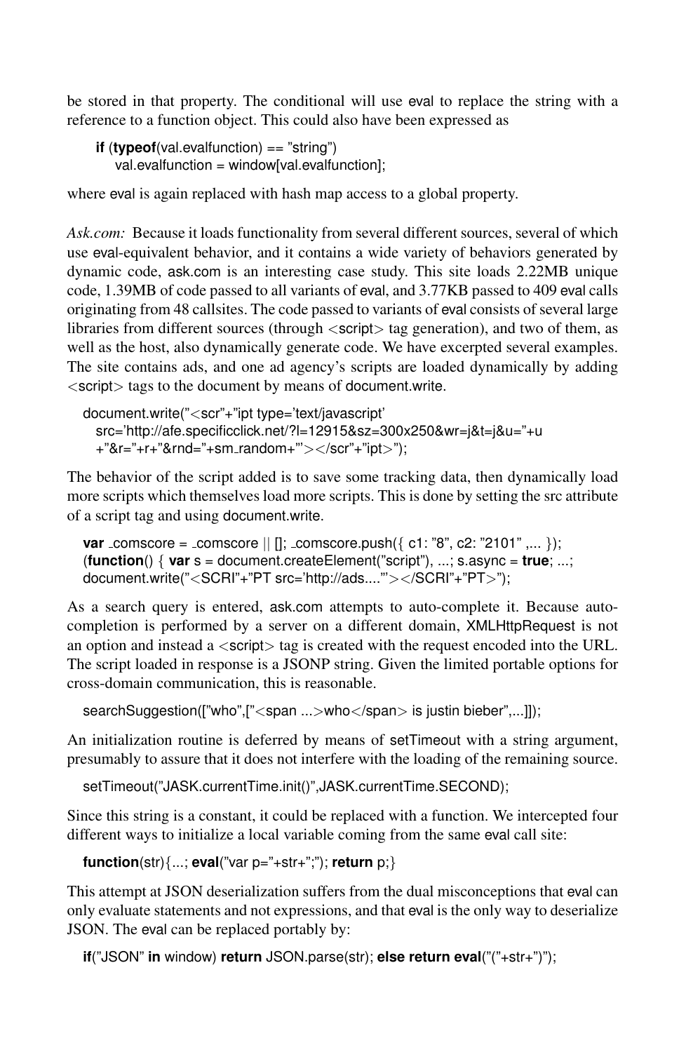be stored in that property. The conditional will use eval to replace the string with a reference to a function object. This could also have been expressed as

```
if (typeof(val.evalfunction) == "string")
    val.evalfunction = window[val.evalfunction];
```

where eval is again replaced with hash map access to a global property.

*Ask.com:* Because it loads functionality from several different sources, several of which use eval-equivalent behavior, and it contains a wide variety of behaviors generated by dynamic code, ask.com is an interesting case study. This site loads 2.22MB unique code, 1.39MB of code passed to all variants of eval, and 3.77KB passed to 409 eval calls originating from 48 callsites. The code passed to variants of eval consists of several large libraries from different sources (through <script> tag generation), and two of them, as well as the host, also dynamically generate code. We have excerpted several examples. The site contains ads, and one ad agency's scripts are loaded dynamically by adding <script> tags to the document by means of document.write.

```
document.write("<scr"+"ipt type='text/javascript'
  src='http://afe.specificclick.net/?l=12915&sz=300x250&wr=j&t=j&u="+u
  +"&r="+r+"&rnd="+sm_random+"'></scr"+"ipt>");
```

The behavior of the script added is to save some tracking data, then dynamically load more scripts which themselves load more scripts. This is done by setting the src attribute of a script tag and using document.write.

```
var _comscore = _comscore || []; _comscore.push({ c1: "8", c2: "2101" ,... });
(function() { var s = document.createElement("script"), ...; s.async = true; ...;
document.write("<SCRI"+"PT src='http://ads....'"></SCRI"+"PT>");
```

As a search query is entered, ask.com attempts to auto-complete it. Because auto-completion is performed by a server on a different domain, XMLHttpRequest is not an option and instead a <script> tag is created with the request encoded into the URL. The script loaded in response is a JSONP string. Given the limited portable options for cross-domain communication, this is reasonable.

```
searchSuggestion(["who",["<span ...>who</span> is justin bieber",...]]);
```

An initialization routine is deferred by means of setTimeout with a string argument, presumably to assure that it does not interfere with the loading of the remaining source.

```
setTimeout("JASK.currentTime.init()",JASK.currentTime.SECOND);
```

Since this string is a constant, it could be replaced with a function. We intercepted four different ways to initialize a local variable coming from the same eval call site:

```
function(str){...; eval("var p="+str+";"); return p;}
```

This attempt at JSON deserialization suffers from the dual misconceptions that eval can only evaluate statements and not expressions, and that eval is the only way to deserialize JSON. The eval can be replaced portably by:

```
if("JSON" in window) return JSON.parse(str); else return eval("("+str+")");
```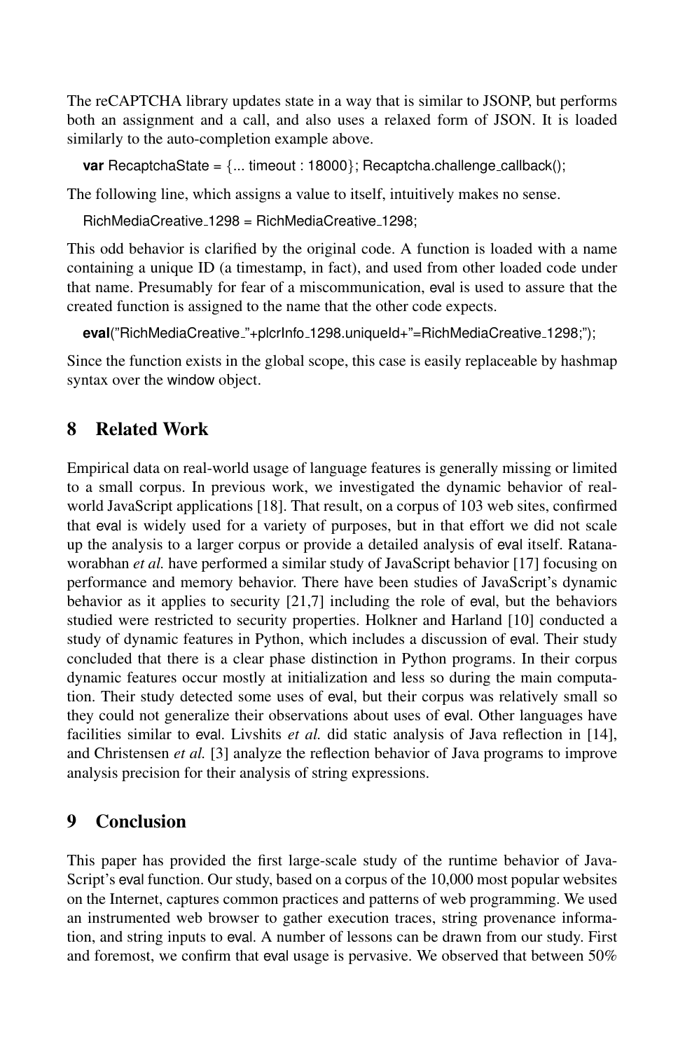The reCAPTCHA library updates state in a way that is similar to JSONP, but performs both an assignment and a call, and also uses a relaxed form of JSON. It is loaded similarly to the auto-completion example above.

```
var RecaptchaState = {... timeout : 18000}; Recaptcha.challenge_callback();
```

The following line, which assigns a value to itself, intuitively makes no sense.

```
RichMediaCreative_1298 = RichMediaCreative_1298;
```

This odd behavior is clarified by the original code. A function is loaded with a name containing a unique ID (a timestamp, in fact), and used from other loaded code under that name. Presumably for fear of a miscommunication, eval is used to assure that the created function is assigned to the name that the other code expects.

```
eval("RichMediaCreative_"+plcrInfo_1298.uniqueId+"=RichMediaCreative_1298;");
```

Since the function exists in the global scope, this case is easily replaceable by hashmap syntax over the window object.

## 8 Related Work

Empirical data on real-world usage of language features is generally missing or limited to a small corpus. In previous work, we investigated the dynamic behavior of real-world JavaScript applications [18]. That result, on a corpus of 103 web sites, confirmed that eval is widely used for a variety of purposes, but in that effort we did not scale up the analysis to a larger corpus or provide a detailed analysis of eval itself. Ratanaworabhan *et al.* have performed a similar study of JavaScript behavior [17] focusing on performance and memory behavior. There have been studies of JavaScript's dynamic behavior as it applies to security [21,7] including the role of eval, but the behaviors studied were restricted to security properties. Holkner and Harland [10] conducted a study of dynamic features in Python, which includes a discussion of eval. Their study concluded that there is a clear phase distinction in Python programs. In their corpus dynamic features occur mostly at initialization and less so during the main computation. Their study detected some uses of eval, but their corpus was relatively small so they could not generalize their observations about uses of eval. Other languages have facilities similar to eval. Livshits *et al.* did static analysis of Java reflection in [14], and Christensen *et al.* [3] analyze the reflection behavior of Java programs to improve analysis precision for their analysis of string expressions.

## 9 Conclusion

This paper has provided the first large-scale study of the runtime behavior of JavaScript's eval function. Our study, based on a corpus of the 10,000 most popular websites on the Internet, captures common practices and patterns of web programming. We used an instrumented web browser to gather execution traces, string provenance information, and string inputs to eval. A number of lessons can be drawn from our study. First and foremost, we confirm that eval usage is pervasive. We observed that between 50%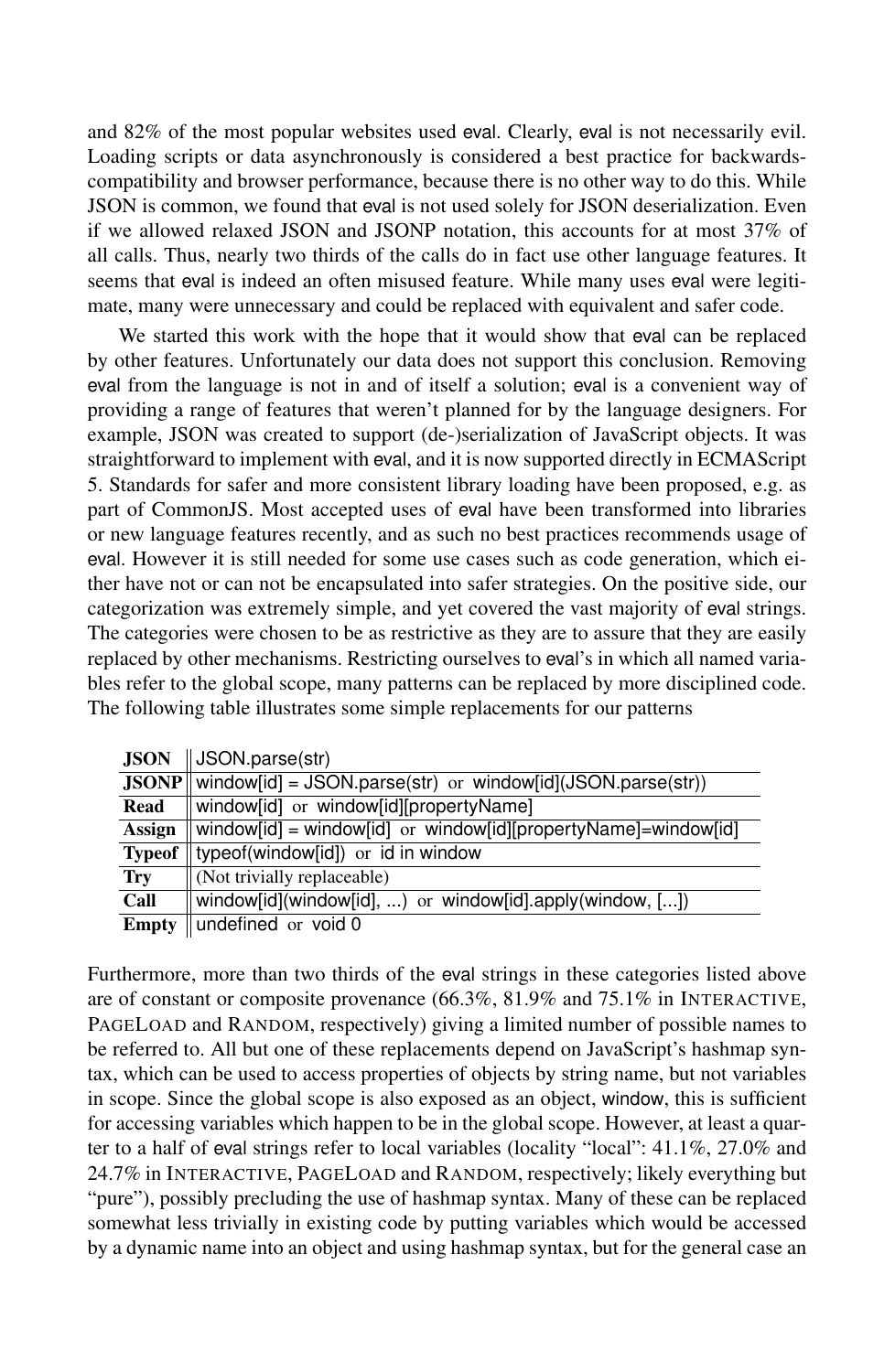and 82% of the most popular websites used eval. Clearly, eval is not necessarily evil. Loading scripts or data asynchronously is considered a best practice for backwards-compatibility and browser performance, because there is no other way to do this. While JSON is common, we found that eval is not used solely for JSON deserialization. Even if we allowed relaxed JSON and JSONP notation, this accounts for at most 37% of all calls. Thus, nearly two thirds of the calls do in fact use other language features. It seems that eval is indeed an often misused feature. While many uses eval were legitimate, many were unnecessary and could be replaced with equivalent and safer code.

We started this work with the hope that it would show that eval can be replaced by other features. Unfortunately our data does not support this conclusion. Removing eval from the language is not in and of itself a solution; eval is a convenient way of providing a range of features that weren't planned for by the language designers. For example, JSON was created to support (de-)serialization of JavaScript objects. It was straightforward to implement with eval, and it is now supported directly in ECMAScript 5. Standards for safer and more consistent library loading have been proposed, e.g. as part of CommonJS. Most accepted uses of eval have been transformed into libraries or new language features recently, and as such no best practices recommends usage of eval. However it is still needed for some use cases such as code generation, which either have not or can not be encapsulated into safer strategies. On the positive side, our categorization was extremely simple, and yet covered the vast majority of eval strings. The categories were chosen to be as restrictive as they are to assure that they are easily replaced by other mechanisms. Restricting ourselves to eval's in which all named variables refer to the global scope, many patterns can be replaced by more disciplined code. The following table illustrates some simple replacements for our patterns

| | |
|---|---|
| **JSON** | JSON.parse(str) |
| **JSONP** | window[id] = JSON.parse(str) or window[id](JSON.parse(str)) |
| **Read** | window[id] or window[id][propertyName] |
| **Assign** | window[id] = window[id] or window[id][propertyName]=window[id] |
| **Typeof** | typeof(window[id]) or id in window |
| **Try** | (Not trivially replaceable) |
| **Call** | window[id](window[id], ...) or window[id].apply(window, [...]) |
| **Empty** | undefined or void 0 |

Furthermore, more than two thirds of the eval strings in these categories listed above are of constant or composite provenance (66.3%, 81.9% and 75.1% in INTERACTIVE, PAGELOAD and RANDOM, respectively) giving a limited number of possible names to be referred to. All but one of these replacements depend on JavaScript's hashmap syntax, which can be used to access properties of objects by string name, but not variables in scope. Since the global scope is also exposed as an object, window, this is sufficient for accessing variables which happen to be in the global scope. However, at least a quarter to a half of eval strings refer to local variables (locality "local": 41.1%, 27.0% and 24.7% in INTERACTIVE, PAGELOAD and RANDOM, respectively; likely everything but "pure"), possibly precluding the use of hashmap syntax. Many of these can be replaced somewhat less trivially in existing code by putting variables which would be accessed by a dynamic name into an object and using hashmap syntax, but for the general case an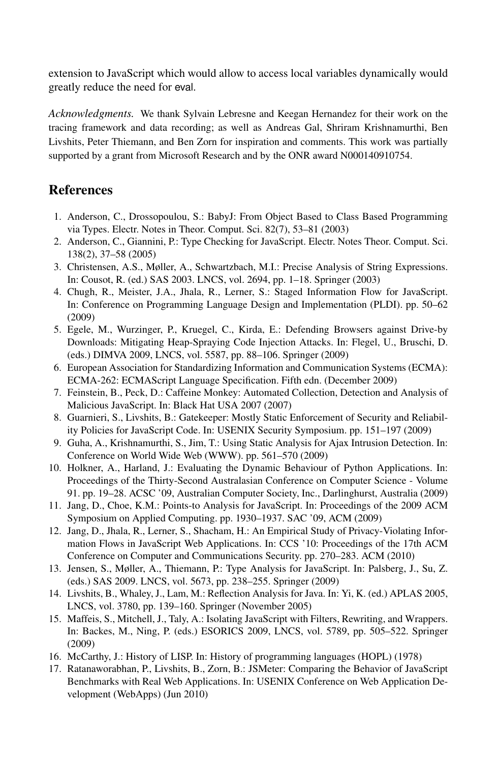extension to JavaScript which would allow to access local variables dynamically would greatly reduce the need for eval.

*Acknowledgments.* We thank Sylvain Lebresne and Keegan Hernandez for their work on the tracing framework and data recording; as well as Andreas Gal, Shriram Krishnamurthi, Ben Livshits, Peter Thiemann, and Ben Zorn for inspiration and comments. This work was partially supported by a grant from Microsoft Research and by the ONR award N000140910754.

## References

1. Anderson, C., Drossopoulou, S.: BabyJ: From Object Based to Class Based Programming via Types. Electr. Notes in Theor. Comput. Sci. 82(7), 53–81 (2003)
2. Anderson, C., Giannini, P.: Type Checking for JavaScript. Electr. Notes Theor. Comput. Sci. 138(2), 37–58 (2005)
3. Christensen, A.S., Møller, A., Schwartzbach, M.I.: Precise Analysis of String Expressions. In: Cousot, R. (ed.) SAS 2003. LNCS, vol. 2694, pp. 1–18. Springer (2003)
4. Chugh, R., Meister, J.A., Jhala, R., Lerner, S.: Staged Information Flow for JavaScript. In: Conference on Programming Language Design and Implementation (PLDI). pp. 50–62 (2009)
5. Egele, M., Wurzinger, P., Kruegel, C., Kirda, E.: Defending Browsers against Drive-by Downloads: Mitigating Heap-Spraying Code Injection Attacks. In: Flegel, U., Bruschi, D. (eds.) DIMVA 2009, LNCS, vol. 5587, pp. 88–106. Springer (2009)
6. European Association for Standardizing Information and Communication Systems (ECMA): ECMA-262: ECMAScript Language Specification. Fifth edn. (December 2009)
7. Feinstein, B., Peck, D.: Caffeine Monkey: Automated Collection, Detection and Analysis of Malicious JavaScript. In: Black Hat USA 2007 (2007)
8. Guarnieri, S., Livshits, B.: Gatekeeper: Mostly Static Enforcement of Security and Reliability Policies for JavaScript Code. In: USENIX Security Symposium. pp. 151–197 (2009)
9. Guha, A., Krishnamurthi, S., Jim, T.: Using Static Analysis for Ajax Intrusion Detection. In: Conference on World Wide Web (WWW). pp. 561–570 (2009)
10. Holkner, A., Harland, J.: Evaluating the Dynamic Behaviour of Python Applications. In: Proceedings of the Thirty-Second Australasian Conference on Computer Science - Volume 91. pp. 19–28. ACSC '09, Australian Computer Society, Inc., Darlinghurst, Australia (2009)
11. Jang, D., Choe, K.M.: Points-to Analysis for JavaScript. In: Proceedings of the 2009 ACM Symposium on Applied Computing. pp. 1930–1937. SAC '09, ACM (2009)
12. Jang, D., Jhala, R., Lerner, S., Shacham, H.: An Empirical Study of Privacy-Violating Information Flows in JavaScript Web Applications. In: CCS '10: Proceedings of the 17th ACM Conference on Computer and Communications Security. pp. 270–283. ACM (2010)
13. Jensen, S., Møller, A., Thiemann, P.: Type Analysis for JavaScript. In: Palsberg, J., Su, Z. (eds.) SAS 2009. LNCS, vol. 5673, pp. 238–255. Springer (2009)
14. Livshits, B., Whaley, J., Lam, M.: Reflection Analysis for Java. In: Yi, K. (ed.) APLAS 2005, LNCS, vol. 3780, pp. 139–160. Springer (November 2005)
15. Maffeis, S., Mitchell, J., Taly, A.: Isolating JavaScript with Filters, Rewriting, and Wrappers. In: Backes, M., Ning, P. (eds.) ESORICS 2009, LNCS, vol. 5789, pp. 505–522. Springer (2009)
16. McCarthy, J.: History of LISP. In: History of programming languages (HOPL) (1978)
17. Ratanaworabhan, P., Livshits, B., Zorn, B.: JSMeter: Comparing the Behavior of JavaScript Benchmarks with Real Web Applications. In: USENIX Conference on Web Application Development (WebApps) (Jun 2010)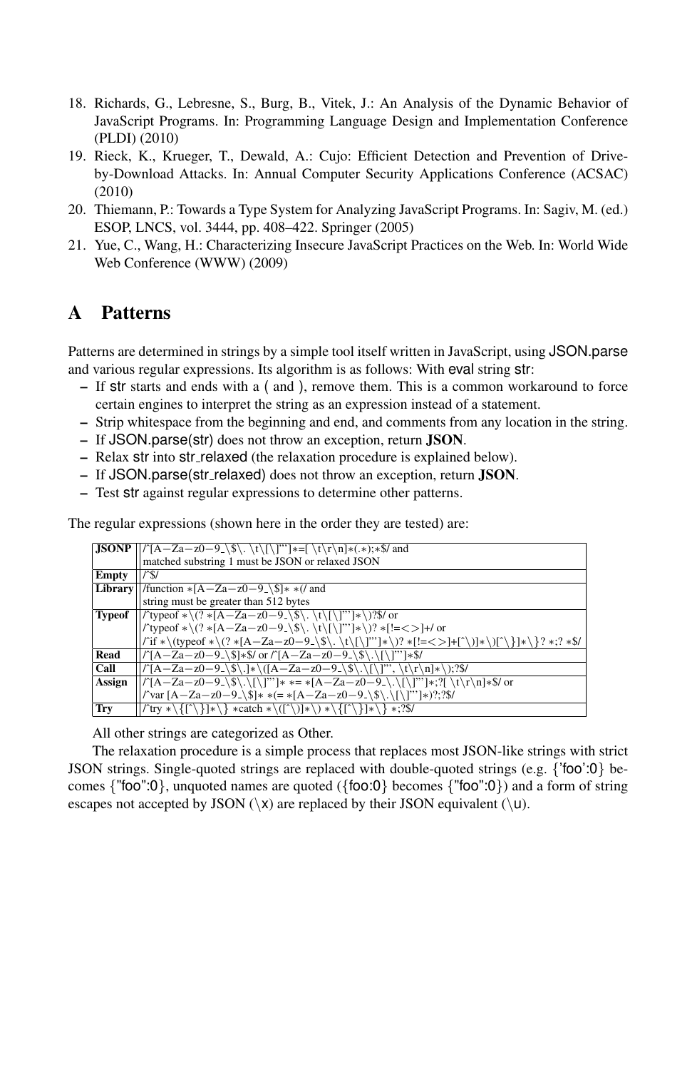18. Richards, G., Lebresne, S., Burg, B., Vitek, J.: An Analysis of the Dynamic Behavior of JavaScript Programs. In: Programming Language Design and Implementation Conference (PLDI) (2010)
19. Rieck, K., Krueger, T., Dewald, A.: Cujo: Efficient Detection and Prevention of Drive-by-Download Attacks. In: Annual Computer Security Applications Conference (ACSAC) (2010)
20. Thiemann, P.: Towards a Type System for Analyzing JavaScript Programs. In: Sagiv, M. (ed.) ESOP, LNCS, vol. 3444, pp. 408–422. Springer (2005)
21. Yue, C., Wang, H.: Characterizing Insecure JavaScript Practices on the Web. In: World Wide Web Conference (WWW) (2009)

# A Patterns

Patterns are determined in strings by a simple tool itself written in JavaScript, using JSON.parse and various regular expressions. Its algorithm is as follows: With eval string str:

- If str starts and ends with a ( and ), remove them. This is a common workaround to force certain engines to interpret the string as an expression instead of a statement.
- Strip whitespace from the beginning and end, and comments from any location in the string.
- If JSON.parse(str) does not throw an exception, return **JSON**.
- Relax str into str_relaxed (the relaxation procedure is explained below).
- If JSON.parse(str_relaxed) does not throw an exception, return **JSON**.
- Test str against regular expressions to determine other patterns.

The regular expressions (shown here in the order they are tested) are:

| | |
|---|---|
| **JSONP** | /^[A-Za-z0-9_\$\. \t\[\]"']*=[ \t\r\n]*(.*);*$/ and matched substring 1 must be JSON or relaxed JSON |
| **Empty** | /^$/ |
| **Library** | /function *[A-Za-z0-9_\$]* *(/ and string must be greater than 512 bytes |
| **Typeof** | /^typeof *\(? *[A-Za-z0-9_\$\. \t\[\]"']*\)?$/ or /^typeof *\(? *[A-Za-z0-9_\$\. \t\[\]"']*\)? *[!=<>]+/ or /^if *\(typeof *\(? *[A-Za-z0-9_\$\. \t\[\]"']*\)? *[!=<>]+[^\)]*\)[^\}]*\}? *;? *$/ |
| **Read** | /^[A-Za-z0-9_\$]*$/ or /^[A-Za-z0-9_\$\.\[\]"']*$/ |
| **Call** | /^[A-Za-z0-9_\$\.]*\([A-Za-z0-9_\$\.\[\]"', \t\r\n]*\);?$/ |
| **Assign** | /^[A-Za-z0-9_\$\.\[\]"']* *= *[A-Za-z0-9_\.\$\.\[\]"']*;?[ \t\r\n]*$/ or /^var [A-Za-z0-9_\$]* *(= *[A-Za-z0-9_\$\.\[\]"']*)?;?$/ |
| **Try** | /^try *\{[^\}]*\} *catch *\([^\)]*\) *\{[^\}]*\} *;?$/ |

All other strings are categorized as Other.

The relaxation procedure is a simple process that replaces most JSON-like strings with strict JSON strings. Single-quoted strings are replaced with double-quoted strings (e.g. {'foo':0} becomes {"foo":0}, unquoted names are quoted ({foo:0} becomes {"foo":0}) and a form of string escapes not accepted by JSON (\x) are replaced by their JSON equivalent (\u).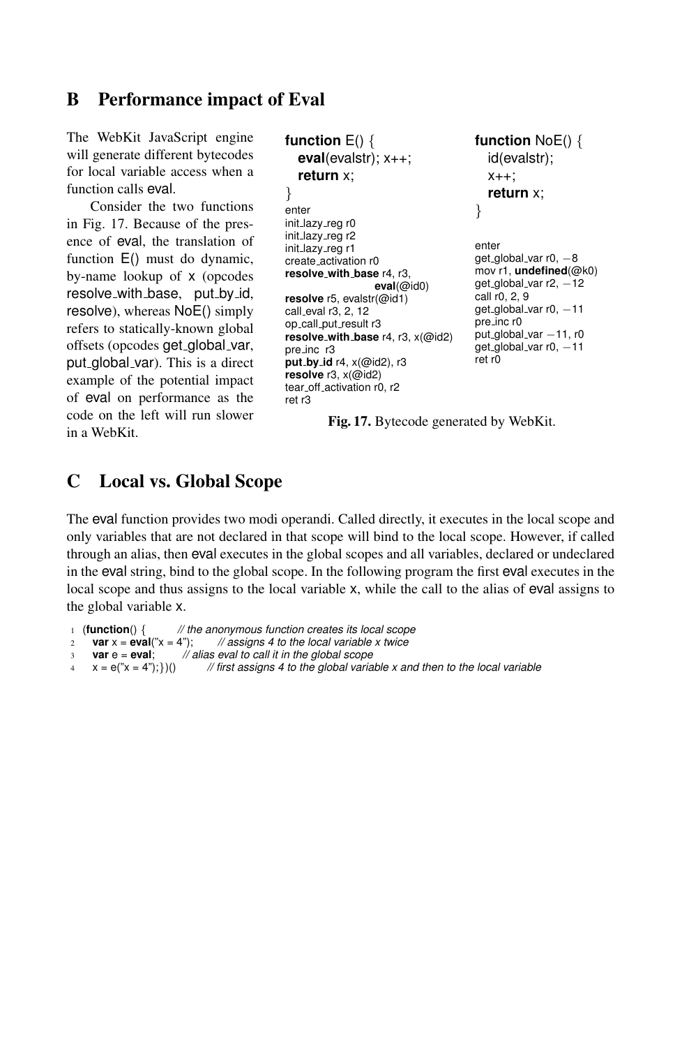## B Performance impact of Eval

The WebKit JavaScript engine will generate different bytecodes for local variable access when a function calls eval.

Consider the two functions in Fig. 17. Because of the presence of eval, the translation of function E() must do dynamic, by-name lookup of x (opcodes resolve_with_base, put_by_id, resolve), whereas NoE() simply refers to statically-known global offsets (opcodes get_global_var, put_global_var). This is a direct example of the potential impact of eval on performance as the code on the left will run slower in a WebKit.

```
function E() {
  eval(evalstr); x++;
  return x;
}
enter
init_lazy_reg r0
init_lazy_reg r2
init_lazy_reg r1
create_activation r0
resolve_with_base r4, r3,
                  eval(@id0)
resolve r5, evalstr(@id1)
call_eval r3, 2, 12
op_call_put_result r3
resolve_with_base r4, r3, x(@id2)
pre_inc r3
put_by_id r4, x(@id2), r3
resolve r3, x(@id2)
tear_off_activation r0, r2
ret r3
```

```
function NoE() {
  id(evalstr);
  x++;
  return x;
}

enter
get_global_var r0, −8
mov r1, undefined(@k0)
get_global_var r2, −12
call r0, 2, 9
get_global_var r0, −11
pre_inc r0
put_global_var −11, r0
get_global_var r0, −11
ret r0
```

**Fig. 17.** Bytecode generated by WebKit.

## C Local vs. Global Scope

The eval function provides two modi operandi. Called directly, it executes in the local scope and only variables that are not declared in that scope will bind to the local scope. However, if called through an alias, then eval executes in the global scopes and all variables, declared or undeclared in the eval string, bind to the global scope. In the following program the first eval executes in the local scope and thus assigns to the local variable x, while the call to the alias of eval assigns to the global variable x.

```
1 (function() {          // the anonymous function creates its local scope
2   var x = eval("x = 4");      // assigns 4 to the local variable x twice
3   var e = eval;        // alias eval to call it in the global scope
4   x = e("x = 4");})()        // first assigns 4 to the global variable x and then to the local variable
```